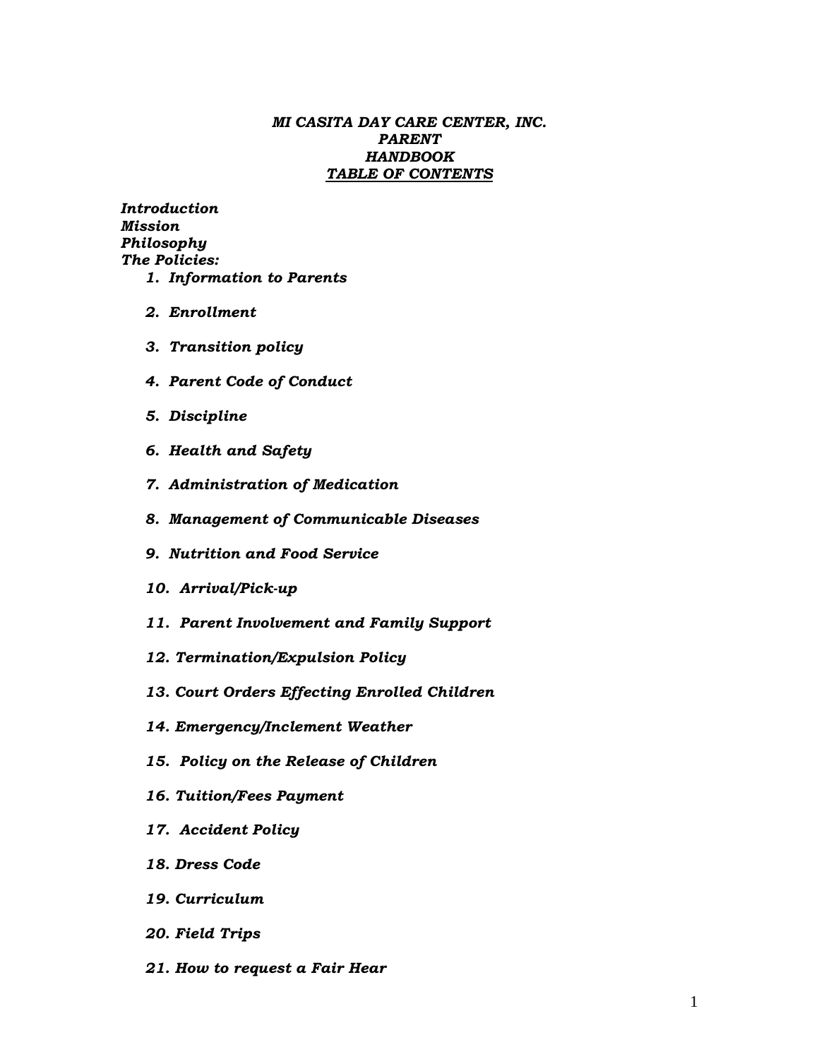# *MI CASITA DAY CARE CENTER, INC.*
# *PARENT*
# *HANDBOOK*
## ***TABLE OF CONTENTS***

***Introduction***
***Mission***
***Philosophy***
***The Policies:***

1. ***Information to Parents***
2. ***Enrollment***
3. ***Transition policy***
4. ***Parent Code of Conduct***
5. ***Discipline***
6. ***Health and Safety***
7. ***Administration of Medication***
8. ***Management of Communicable Diseases***
9. ***Nutrition and Food Service***
10. ***Arrival/Pick-up***
11. ***Parent Involvement and Family Support***
12. ***Termination/Expulsion Policy***
13. ***Court Orders Effecting Enrolled Children***
14. ***Emergency/Inclement Weather***
15. ***Policy on the Release of Children***
16. ***Tuition/Fees Payment***
17. ***Accident Policy***
18. ***Dress Code***
19. ***Curriculum***
20. ***Field Trips***
21. ***How to request a Fair Hear***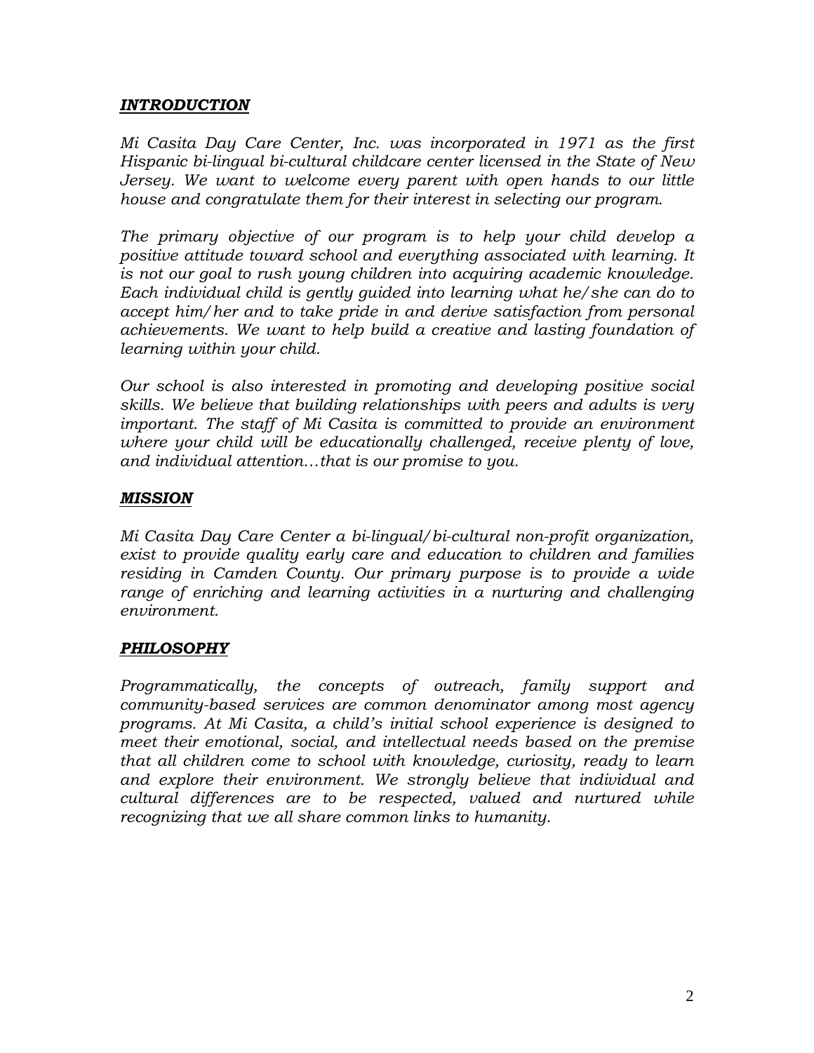## ***INTRODUCTION***

*Mi Casita Day Care Center, Inc. was incorporated in 1971 as the first Hispanic bi-lingual bi-cultural childcare center licensed in the State of New Jersey. We want to welcome every parent with open hands to our little house and congratulate them for their interest in selecting our program.*

*The primary objective of our program is to help your child develop a positive attitude toward school and everything associated with learning. It is not our goal to rush young children into acquiring academic knowledge. Each individual child is gently guided into learning what he/she can do to accept him/her and to take pride in and derive satisfaction from personal achievements. We want to help build a creative and lasting foundation of learning within your child.*

*Our school is also interested in promoting and developing positive social skills. We believe that building relationships with peers and adults is very important. The staff of Mi Casita is committed to provide an environment where your child will be educationally challenged, receive plenty of love, and individual attention…that is our promise to you.*

## ***MISSION***

*Mi Casita Day Care Center a bi-lingual/bi-cultural non-profit organization, exist to provide quality early care and education to children and families residing in Camden County. Our primary purpose is to provide a wide range of enriching and learning activities in a nurturing and challenging environment.*

## ***PHILOSOPHY***

*Programmatically, the concepts of outreach, family support and community-based services are common denominator among most agency programs. At Mi Casita, a child's initial school experience is designed to meet their emotional, social, and intellectual needs based on the premise that all children come to school with knowledge, curiosity, ready to learn and explore their environment. We strongly believe that individual and cultural differences are to be respected, valued and nurtured while recognizing that we all share common links to humanity.*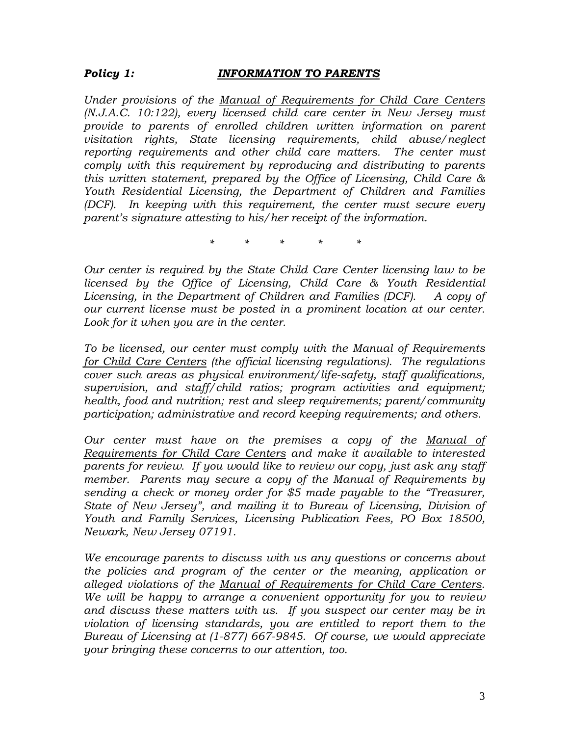***Policy 1:*** ***INFORMATION TO PARENTS***

*Under provisions of the Manual of Requirements for Child Care Centers (N.J.A.C. 10:122), every licensed child care center in New Jersey must provide to parents of enrolled children written information on parent visitation rights, State licensing requirements, child abuse/neglect reporting requirements and other child care matters. The center must comply with this requirement by reproducing and distributing to parents this written statement, prepared by the Office of Licensing, Child Care & Youth Residential Licensing, the Department of Children and Families (DCF). In keeping with this requirement, the center must secure every parent's signature attesting to his/her receipt of the information.*

\* \* \* \* \*

*Our center is required by the State Child Care Center licensing law to be licensed by the Office of Licensing, Child Care & Youth Residential Licensing, in the Department of Children and Families (DCF). A copy of our current license must be posted in a prominent location at our center. Look for it when you are in the center.*

*To be licensed, our center must comply with the Manual of Requirements for Child Care Centers (the official licensing regulations). The regulations cover such areas as physical environment/life-safety, staff qualifications, supervision, and staff/child ratios; program activities and equipment; health, food and nutrition; rest and sleep requirements; parent/community participation; administrative and record keeping requirements; and others.*

*Our center must have on the premises a copy of the Manual of Requirements for Child Care Centers and make it available to interested parents for review. If you would like to review our copy, just ask any staff member. Parents may secure a copy of the Manual of Requirements by sending a check or money order for $5 made payable to the "Treasurer, State of New Jersey", and mailing it to Bureau of Licensing, Division of Youth and Family Services, Licensing Publication Fees, PO Box 18500, Newark, New Jersey 07191.*

*We encourage parents to discuss with us any questions or concerns about the policies and program of the center or the meaning, application or alleged violations of the Manual of Requirements for Child Care Centers. We will be happy to arrange a convenient opportunity for you to review and discuss these matters with us. If you suspect our center may be in violation of licensing standards, you are entitled to report them to the Bureau of Licensing at (1-877) 667-9845. Of course, we would appreciate your bringing these concerns to our attention, too.*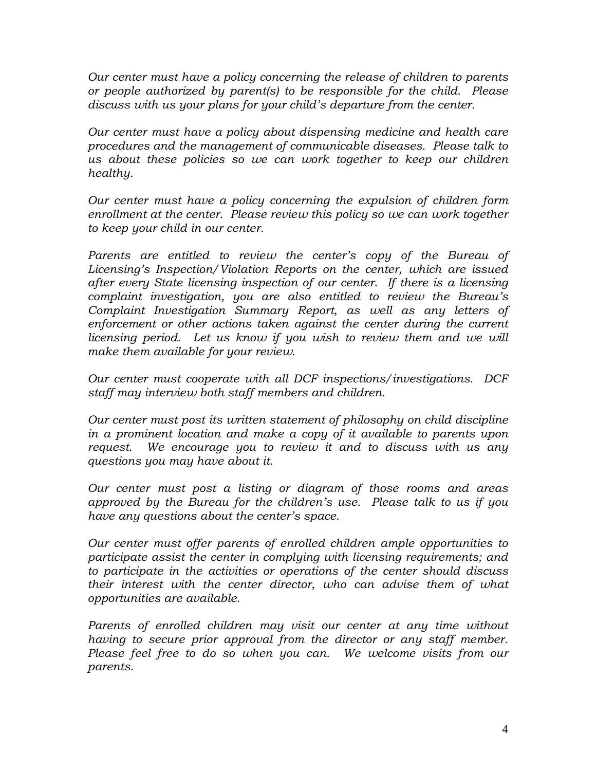*Our center must have a policy concerning the release of children to parents or people authorized by parent(s) to be responsible for the child. Please discuss with us your plans for your child's departure from the center.*

*Our center must have a policy about dispensing medicine and health care procedures and the management of communicable diseases. Please talk to us about these policies so we can work together to keep our children healthy.*

*Our center must have a policy concerning the expulsion of children form enrollment at the center. Please review this policy so we can work together to keep your child in our center.*

*Parents are entitled to review the center's copy of the Bureau of Licensing's Inspection/Violation Reports on the center, which are issued after every State licensing inspection of our center. If there is a licensing complaint investigation, you are also entitled to review the Bureau's Complaint Investigation Summary Report, as well as any letters of enforcement or other actions taken against the center during the current licensing period. Let us know if you wish to review them and we will make them available for your review.*

*Our center must cooperate with all DCF inspections/investigations. DCF staff may interview both staff members and children.*

*Our center must post its written statement of philosophy on child discipline in a prominent location and make a copy of it available to parents upon request. We encourage you to review it and to discuss with us any questions you may have about it.*

*Our center must post a listing or diagram of those rooms and areas approved by the Bureau for the children's use. Please talk to us if you have any questions about the center's space.*

*Our center must offer parents of enrolled children ample opportunities to participate assist the center in complying with licensing requirements; and to participate in the activities or operations of the center should discuss their interest with the center director, who can advise them of what opportunities are available.*

*Parents of enrolled children may visit our center at any time without having to secure prior approval from the director or any staff member. Please feel free to do so when you can. We welcome visits from our parents.*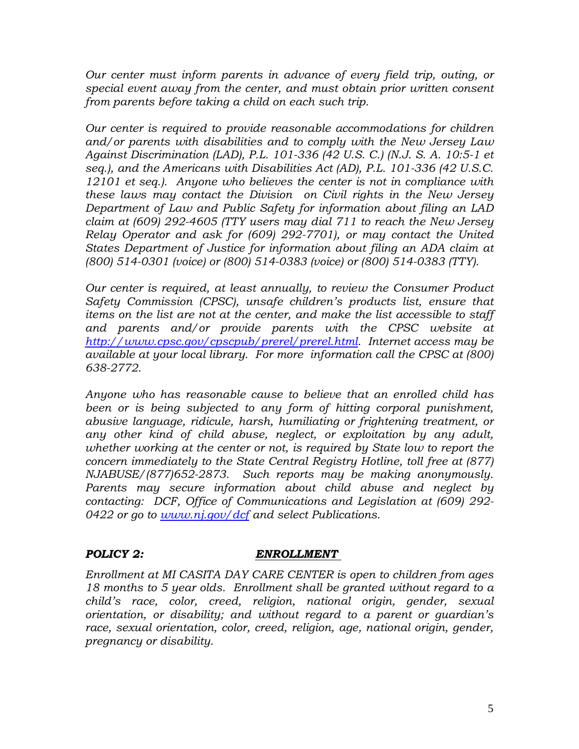*Our center must inform parents in advance of every field trip, outing, or special event away from the center, and must obtain prior written consent from parents before taking a child on each such trip.*

*Our center is required to provide reasonable accommodations for children and/or parents with disabilities and to comply with the New Jersey Law Against Discrimination (LAD), P.L. 101-336 (42 U.S. C.) (N.J. S. A. 10:5-1 et seq.), and the Americans with Disabilities Act (AD), P.L. 101-336 (42 U.S.C. 12101 et seq.). Anyone who believes the center is not in compliance with these laws may contact the Division on Civil rights in the New Jersey Department of Law and Public Safety for information about filing an LAD claim at (609) 292-4605 (TTY users may dial 711 to reach the New Jersey Relay Operator and ask for (609) 292-7701), or may contact the United States Department of Justice for information about filing an ADA claim at (800) 514-0301 (voice) or (800) 514-0383 (voice) or (800) 514-0383 (TTY).*

*Our center is required, at least annually, to review the Consumer Product Safety Commission (CPSC), unsafe children's products list, ensure that items on the list are not at the center, and make the list accessible to staff and parents and/or provide parents with the CPSC website at [http://www.cpsc.gov/cpscpub/prerel/prerel.html](http://www.cpsc.gov/cpscpub/prerel/prerel.html). Internet access may be available at your local library. For more information call the CPSC at (800) 638-2772.*

*Anyone who has reasonable cause to believe that an enrolled child has been or is being subjected to any form of hitting corporal punishment, abusive language, ridicule, harsh, humiliating or frightening treatment, or any other kind of child abuse, neglect, or exploitation by any adult, whether working at the center or not, is required by State low to report the concern immediately to the State Central Registry Hotline, toll free at (877) NJABUSE/(877)652-2873. Such reports may be making anonymously. Parents may secure information about child abuse and neglect by contacting: DCF, Office of Communications and Legislation at (609) 292-0422 or go to [www.nj.gov/dcf](http://www.nj.gov/dcf) and select Publications.*

## ***POLICY 2: ENROLLMENT***

*Enrollment at MI CASITA DAY CARE CENTER is open to children from ages 18 months to 5 year olds. Enrollment shall be granted without regard to a child's race, color, creed, religion, national origin, gender, sexual orientation, or disability; and without regard to a parent or guardian's race, sexual orientation, color, creed, religion, age, national origin, gender, pregnancy or disability.*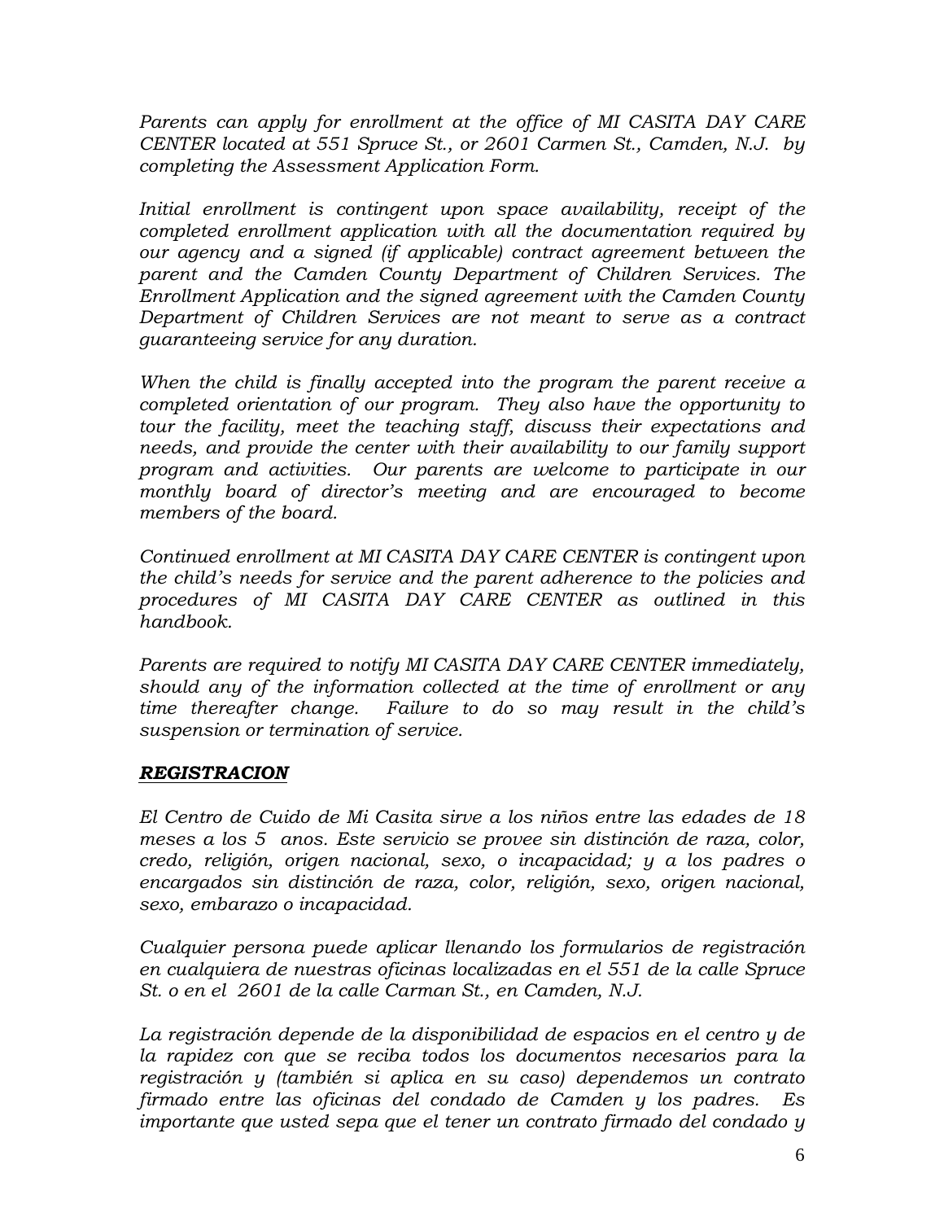*Parents can apply for enrollment at the office of MI CASITA DAY CARE CENTER located at 551 Spruce St., or 2601 Carmen St., Camden, N.J. by completing the Assessment Application Form.*

*Initial enrollment is contingent upon space availability, receipt of the completed enrollment application with all the documentation required by our agency and a signed (if applicable) contract agreement between the parent and the Camden County Department of Children Services. The Enrollment Application and the signed agreement with the Camden County Department of Children Services are not meant to serve as a contract guaranteeing service for any duration.*

*When the child is finally accepted into the program the parent receive a completed orientation of our program. They also have the opportunity to tour the facility, meet the teaching staff, discuss their expectations and needs, and provide the center with their availability to our family support program and activities. Our parents are welcome to participate in our monthly board of director's meeting and are encouraged to become members of the board.*

*Continued enrollment at MI CASITA DAY CARE CENTER is contingent upon the child's needs for service and the parent adherence to the policies and procedures of MI CASITA DAY CARE CENTER as outlined in this handbook.*

*Parents are required to notify MI CASITA DAY CARE CENTER immediately, should any of the information collected at the time of enrollment or any time thereafter change. Failure to do so may result in the child's suspension or termination of service.*

## ***REGISTRACION***

*El Centro de Cuido de Mi Casita sirve a los niños entre las edades de 18 meses a los 5 anos. Este servicio se provee sin distinción de raza, color, credo, religión, origen nacional, sexo, o incapacidad; y a los padres o encargados sin distinción de raza, color, religión, sexo, origen nacional, sexo, embarazo o incapacidad.*

*Cualquier persona puede aplicar llenando los formularios de registración en cualquiera de nuestras oficinas localizadas en el 551 de la calle Spruce St. o en el 2601 de la calle Carman St., en Camden, N.J.*

*La registración depende de la disponibilidad de espacios en el centro y de la rapidez con que se reciba todos los documentos necesarios para la registración y (también si aplica en su caso) dependemos un contrato firmado entre las oficinas del condado de Camden y los padres. Es importante que usted sepa que el tener un contrato firmado del condado y*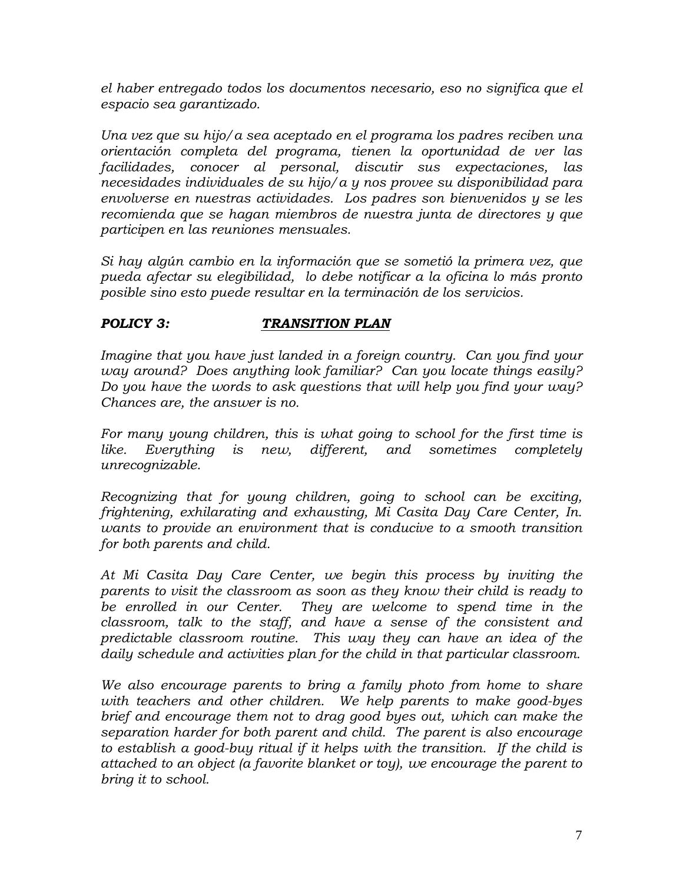*el haber entregado todos los documentos necesario, eso no significa que el espacio sea garantizado.*

*Una vez que su hijo/a sea aceptado en el programa los padres reciben una orientación completa del programa, tienen la oportunidad de ver las facilidades, conocer al personal, discutir sus expectaciones, las necesidades individuales de su hijo/a y nos provee su disponibilidad para envolverse en nuestras actividades. Los padres son bienvenidos y se les recomienda que se hagan miembros de nuestra junta de directores y que participen en las reuniones mensuales.*

*Si hay algún cambio en la información que se sometió la primera vez, que pueda afectar su elegibilidad, lo debe notificar a la oficina lo más pronto posible sino esto puede resultar en la terminación de los servicios.*

### ***POLICY 3:*** ***TRANSITION PLAN***

*Imagine that you have just landed in a foreign country. Can you find your way around? Does anything look familiar? Can you locate things easily? Do you have the words to ask questions that will help you find your way? Chances are, the answer is no.*

*For many young children, this is what going to school for the first time is like. Everything is new, different, and sometimes completely unrecognizable.*

*Recognizing that for young children, going to school can be exciting, frightening, exhilarating and exhausting, Mi Casita Day Care Center, In. wants to provide an environment that is conducive to a smooth transition for both parents and child.*

*At Mi Casita Day Care Center, we begin this process by inviting the parents to visit the classroom as soon as they know their child is ready to be enrolled in our Center. They are welcome to spend time in the classroom, talk to the staff, and have a sense of the consistent and predictable classroom routine. This way they can have an idea of the daily schedule and activities plan for the child in that particular classroom.*

*We also encourage parents to bring a family photo from home to share with teachers and other children. We help parents to make good-byes brief and encourage them not to drag good byes out, which can make the separation harder for both parent and child. The parent is also encourage to establish a good-buy ritual if it helps with the transition. If the child is attached to an object (a favorite blanket or toy), we encourage the parent to bring it to school.*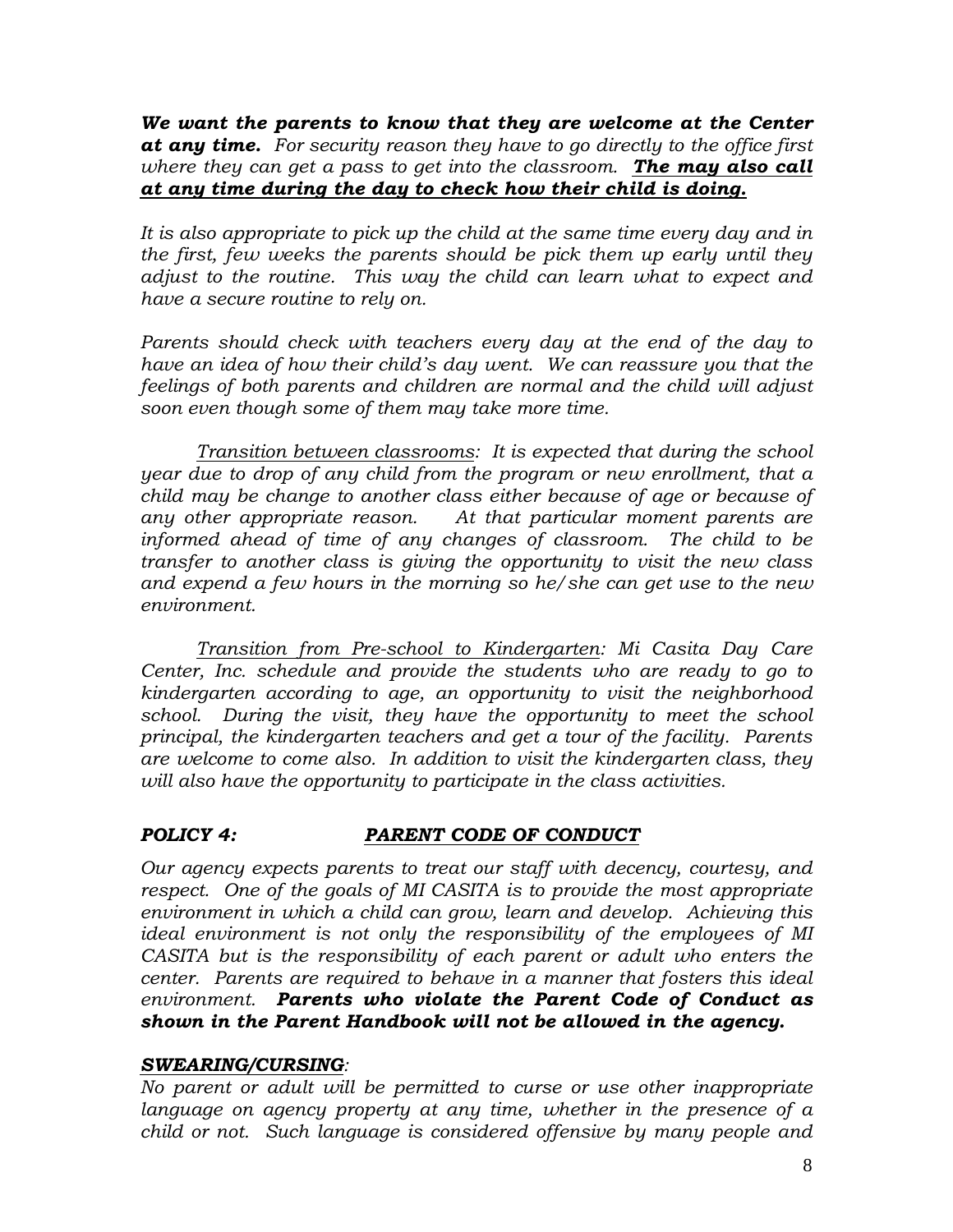*__We want the parents to know that they are welcome at the Center at any time.__ For security reason they have to go directly to the office first where they can get a pass to get into the classroom. __<u>The may also call at any time during the day to check how their child is doing.</u>__*

*It is also appropriate to pick up the child at the same time every day and in the first, few weeks the parents should be pick them up early until they adjust to the routine. This way the child can learn what to expect and have a secure routine to rely on.*

*Parents should check with teachers every day at the end of the day to have an idea of how their child's day went. We can reassure you that the feelings of both parents and children are normal and the child will adjust soon even though some of them may take more time.*

*<u>Transition between classrooms</u>: It is expected that during the school year due to drop of any child from the program or new enrollment, that a child may be change to another class either because of age or because of any other appropriate reason. At that particular moment parents are informed ahead of time of any changes of classroom. The child to be transfer to another class is giving the opportunity to visit the new class and expend a few hours in the morning so he/she can get use to the new environment.*

*<u>Transition from Pre-school to Kindergarten</u>: Mi Casita Day Care Center, Inc. schedule and provide the students who are ready to go to kindergarten according to age, an opportunity to visit the neighborhood school. During the visit, they have the opportunity to meet the school principal, the kindergarten teachers and get a tour of the facility. Parents are welcome to come also. In addition to visit the kindergarten class, they will also have the opportunity to participate in the class activities.*

## ***POLICY 4: <u>PARENT CODE OF CONDUCT</u>***

*Our agency expects parents to treat our staff with decency, courtesy, and respect. One of the goals of MI CASITA is to provide the most appropriate environment in which a child can grow, learn and develop. Achieving this ideal environment is not only the responsibility of the employees of MI CASITA but is the responsibility of each parent or adult who enters the center. Parents are required to behave in a manner that fosters this ideal environment. __Parents who violate the Parent Code of Conduct as shown in the Parent Handbook will not be allowed in the agency.__*

***<u>SWEARING/CURSING</u>:***

*No parent or adult will be permitted to curse or use other inappropriate language on agency property at any time, whether in the presence of a child or not. Such language is considered offensive by many people and*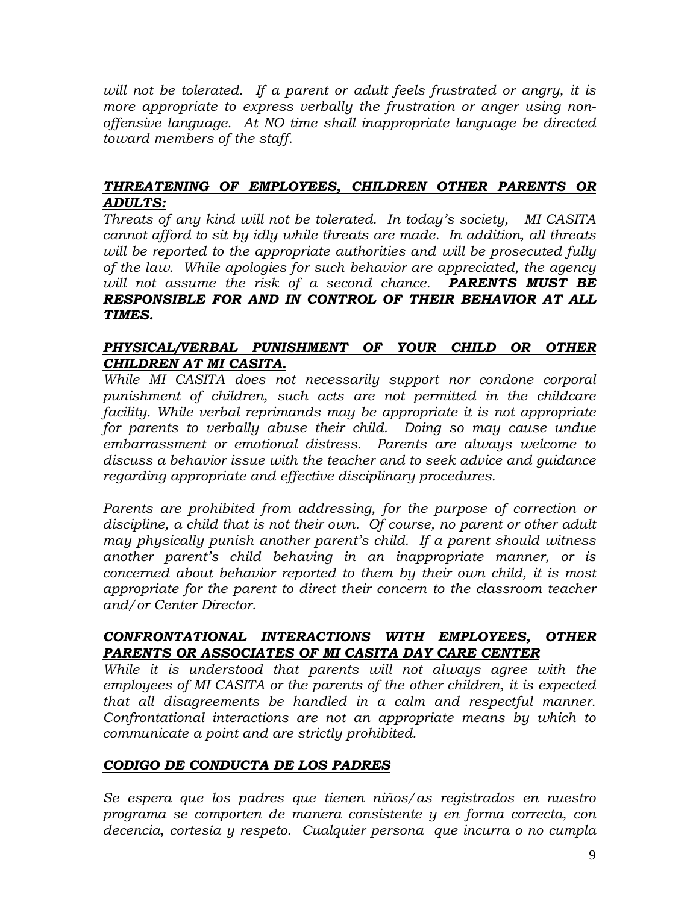*will not be tolerated. If a parent or adult feels frustrated or angry, it is more appropriate to express verbally the frustration or anger using non-offensive language. At NO time shall inappropriate language be directed toward members of the staff.*

### ***THREATENING OF EMPLOYEES, CHILDREN OTHER PARENTS OR ADULTS:***

*Threats of any kind will not be tolerated. In today's society, MI CASITA cannot afford to sit by idly while threats are made. In addition, all threats will be reported to the appropriate authorities and will be prosecuted fully of the law. While apologies for such behavior are appreciated, the agency will not assume the risk of a second chance.* ***PARENTS MUST BE RESPONSIBLE FOR AND IN CONTROL OF THEIR BEHAVIOR AT ALL TIMES.***

### ***PHYSICAL/VERBAL PUNISHMENT OF YOUR CHILD OR OTHER CHILDREN AT MI CASITA.***

*While MI CASITA does not necessarily support nor condone corporal punishment of children, such acts are not permitted in the childcare facility. While verbal reprimands may be appropriate it is not appropriate for parents to verbally abuse their child. Doing so may cause undue embarrassment or emotional distress. Parents are always welcome to discuss a behavior issue with the teacher and to seek advice and guidance regarding appropriate and effective disciplinary procedures.*

*Parents are prohibited from addressing, for the purpose of correction or discipline, a child that is not their own. Of course, no parent or other adult may physically punish another parent's child. If a parent should witness another parent's child behaving in an inappropriate manner, or is concerned about behavior reported to them by their own child, it is most appropriate for the parent to direct their concern to the classroom teacher and/or Center Director.*

### ***CONFRONTATIONAL INTERACTIONS WITH EMPLOYEES, OTHER PARENTS OR ASSOCIATES OF MI CASITA DAY CARE CENTER***

*While it is understood that parents will not always agree with the employees of MI CASITA or the parents of the other children, it is expected that all disagreements be handled in a calm and respectful manner. Confrontational interactions are not an appropriate means by which to communicate a point and are strictly prohibited.*

### ***CODIGO DE CONDUCTA DE LOS PADRES***

*Se espera que los padres que tienen niños/as registrados en nuestro programa se comporten de manera consistente y en forma correcta, con decencia, cortesía y respeto. Cualquier persona que incurra o no cumpla*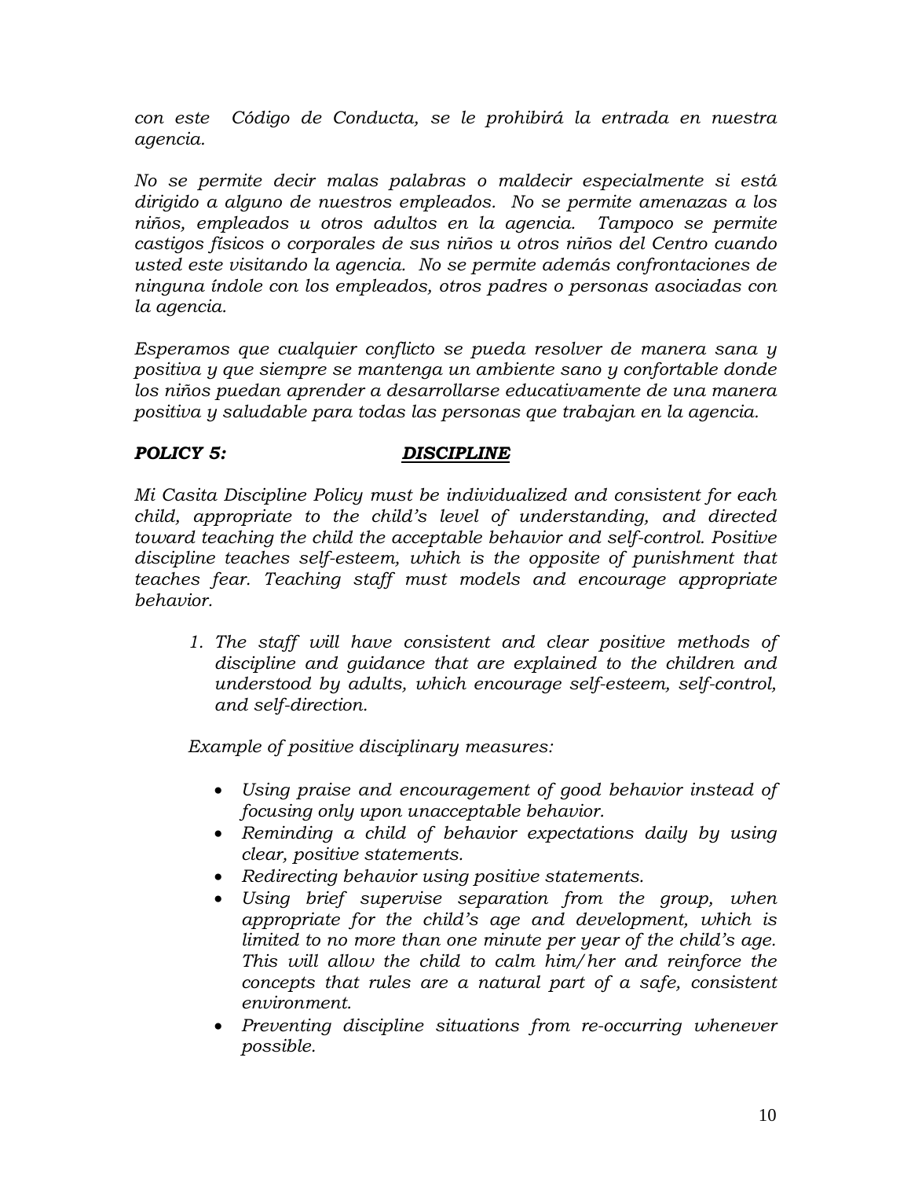*con este Código de Conducta, se le prohibirá la entrada en nuestra agencia.*

*No se permite decir malas palabras o maldecir especialmente si está dirigido a alguno de nuestros empleados. No se permite amenazas a los niños, empleados u otros adultos en la agencia. Tampoco se permite castigos físicos o corporales de sus niños u otros niños del Centro cuando usted este visitando la agencia. No se permite además confrontaciones de ninguna índole con los empleados, otros padres o personas asociadas con la agencia.*

*Esperamos que cualquier conflicto se pueda resolver de manera sana y positiva y que siempre se mantenga un ambiente sano y confortable donde los niños puedan aprender a desarrollarse educativamente de una manera positiva y saludable para todas las personas que trabajan en la agencia.*

## ***POLICY 5:*** ***DISCIPLINE***

*Mi Casita Discipline Policy must be individualized and consistent for each child, appropriate to the child's level of understanding, and directed toward teaching the child the acceptable behavior and self-control. Positive discipline teaches self-esteem, which is the opposite of punishment that teaches fear. Teaching staff must models and encourage appropriate behavior.*

1. *The staff will have consistent and clear positive methods of discipline and guidance that are explained to the children and understood by adults, which encourage self-esteem, self-control, and self-direction.*

*Example of positive disciplinary measures:*

- *Using praise and encouragement of good behavior instead of focusing only upon unacceptable behavior.*
- *Reminding a child of behavior expectations daily by using clear, positive statements.*
- *Redirecting behavior using positive statements.*
- *Using brief supervise separation from the group, when appropriate for the child's age and development, which is limited to no more than one minute per year of the child's age. This will allow the child to calm him/her and reinforce the concepts that rules are a natural part of a safe, consistent environment.*
- *Preventing discipline situations from re-occurring whenever possible.*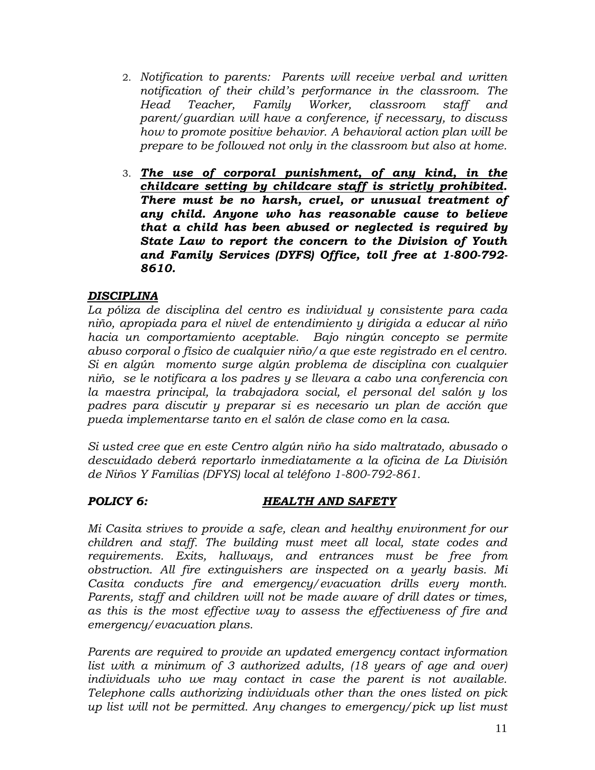2. *Notification to parents: Parents will receive verbal and written notification of their child's performance in the classroom. The Head Teacher, Family Worker, classroom staff and parent/guardian will have a conference, if necessary, to discuss how to promote positive behavior. A behavioral action plan will be prepare to be followed not only in the classroom but also at home.*

3. ***<u>The use of corporal punishment, of any kind, in the childcare setting by childcare staff is strictly prohibited</u>. There must be no harsh, cruel, or unusual treatment of any child. Anyone who has reasonable cause to believe that a child has been abused or neglected is required by State Law to report the concern to the Division of Youth and Family Services (DYFS) Office, toll free at 1-800-792-8610.***

***<u>DISCIPLINA</u>***

*La póliza de disciplina del centro es individual y consistente para cada niño, apropiada para el nivel de entendimiento y dirigida a educar al niño hacia un comportamiento aceptable. Bajo ningún concepto se permite abuso corporal o físico de cualquier niño/a que este registrado en el centro. Si en algún momento surge algún problema de disciplina con cualquier niño, se le notificara a los padres y se llevara a cabo una conferencia con la maestra principal, la trabajadora social, el personal del salón y los padres para discutir y preparar si es necesario un plan de acción que pueda implementarse tanto en el salón de clase como en la casa.*

*Si usted cree que en este Centro algún niño ha sido maltratado, abusado o descuidado deberá reportarlo inmediatamente a la oficina de La División de Niños Y Familias (DFYS) local al teléfono 1-800-792-861.*

## ***POLICY 6: <u>HEALTH AND SAFETY</u>***

*Mi Casita strives to provide a safe, clean and healthy environment for our children and staff. The building must meet all local, state codes and requirements. Exits, hallways, and entrances must be free from obstruction. All fire extinguishers are inspected on a yearly basis. Mi Casita conducts fire and emergency/evacuation drills every month. Parents, staff and children will not be made aware of drill dates or times, as this is the most effective way to assess the effectiveness of fire and emergency/evacuation plans.*

*Parents are required to provide an updated emergency contact information list with a minimum of 3 authorized adults, (18 years of age and over) individuals who we may contact in case the parent is not available. Telephone calls authorizing individuals other than the ones listed on pick up list will not be permitted. Any changes to emergency/pick up list must*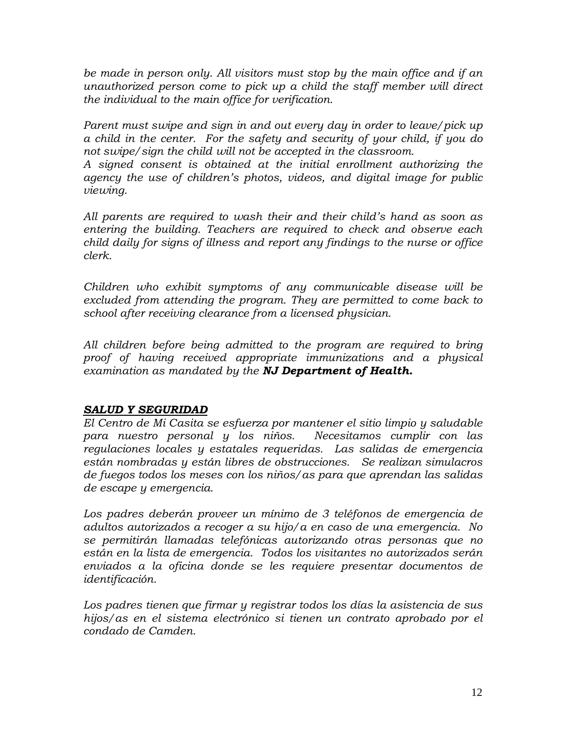*be made in person only. All visitors must stop by the main office and if an unauthorized person come to pick up a child the staff member will direct the individual to the main office for verification.*

*Parent must swipe and sign in and out every day in order to leave/pick up a child in the center. For the safety and security of your child, if you do not swipe/sign the child will not be accepted in the classroom.*
*A signed consent is obtained at the initial enrollment authorizing the agency the use of children's photos, videos, and digital image for public viewing.*

*All parents are required to wash their and their child's hand as soon as entering the building. Teachers are required to check and observe each child daily for signs of illness and report any findings to the nurse or office clerk.*

*Children who exhibit symptoms of any communicable disease will be excluded from attending the program. They are permitted to come back to school after receiving clearance from a licensed physician.*

*All children before being admitted to the program are required to bring proof of having received appropriate immunizations and a physical examination as mandated by the* ***NJ Department of Health.***

***<u>SALUD Y SEGURIDAD</u>***

*El Centro de Mi Casita se esfuerza por mantener el sitio limpio y saludable para nuestro personal y los niños. Necesitamos cumplir con las regulaciones locales y estatales requeridas. Las salidas de emergencia están nombradas y están libres de obstrucciones. Se realizan simulacros de fuegos todos los meses con los niños/as para que aprendan las salidas de escape y emergencia.*

*Los padres deberán proveer un mínimo de 3 teléfonos de emergencia de adultos autorizados a recoger a su hijo/a en caso de una emergencia. No se permitirán llamadas telefónicas autorizando otras personas que no están en la lista de emergencia. Todos los visitantes no autorizados serán enviados a la oficina donde se les requiere presentar documentos de identificación.*

*Los padres tienen que firmar y registrar todos los días la asistencia de sus hijos/as en el sistema electrónico si tienen un contrato aprobado por el condado de Camden.*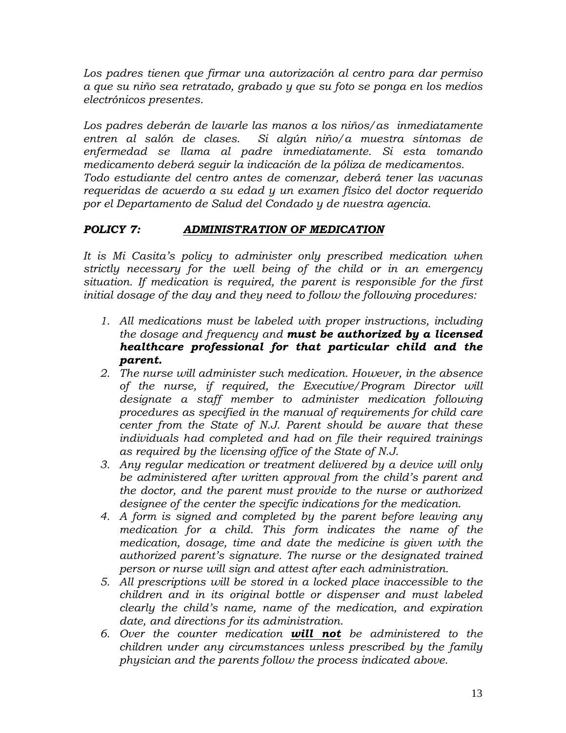*Los padres tienen que firmar una autorización al centro para dar permiso a que su niño sea retratado, grabado y que su foto se ponga en los medios electrónicos presentes.*

*Los padres deberán de lavarle las manos a los niños/as inmediatamente entren al salón de clases. Si algún niño/a muestra síntomas de enfermedad se llama al padre inmediatamente. Si esta tomando medicamento deberá seguir la indicación de la póliza de medicamentos. Todo estudiante del centro antes de comenzar, deberá tener las vacunas requeridas de acuerdo a su edad y un examen físico del doctor requerido por el Departamento de Salud del Condado y de nuestra agencia.*

### *POLICY 7: <u>ADMINISTRATION OF MEDICATION</u>*

*It is Mi Casita's policy to administer only prescribed medication when strictly necessary for the well being of the child or in an emergency situation. If medication is required, the parent is responsible for the first initial dosage of the day and they need to follow the following procedures:*

1. *All medications must be labeled with proper instructions, including the dosage and frequency and* ***must be authorized by a licensed healthcare professional for that particular child and the parent.***
2. *The nurse will administer such medication. However, in the absence of the nurse, if required, the Executive/Program Director will designate a staff member to administer medication following procedures as specified in the manual of requirements for child care center from the State of N.J. Parent should be aware that these individuals had completed and had on file their required trainings as required by the licensing office of the State of N.J.*
3. *Any regular medication or treatment delivered by a device will only be administered after written approval from the child's parent and the doctor, and the parent must provide to the nurse or authorized designee of the center the specific indications for the medication.*
4. *A form is signed and completed by the parent before leaving any medication for a child. This form indicates the name of the medication, dosage, time and date the medicine is given with the authorized parent's signature. The nurse or the designated trained person or nurse will sign and attest after each administration.*
5. *All prescriptions will be stored in a locked place inaccessible to the children and in its original bottle or dispenser and must labeled clearly the child's name, name of the medication, and expiration date, and directions for its administration.*
6. *Over the counter medication* ***<u>will not</u>*** *be administered to the children under any circumstances unless prescribed by the family physician and the parents follow the process indicated above.*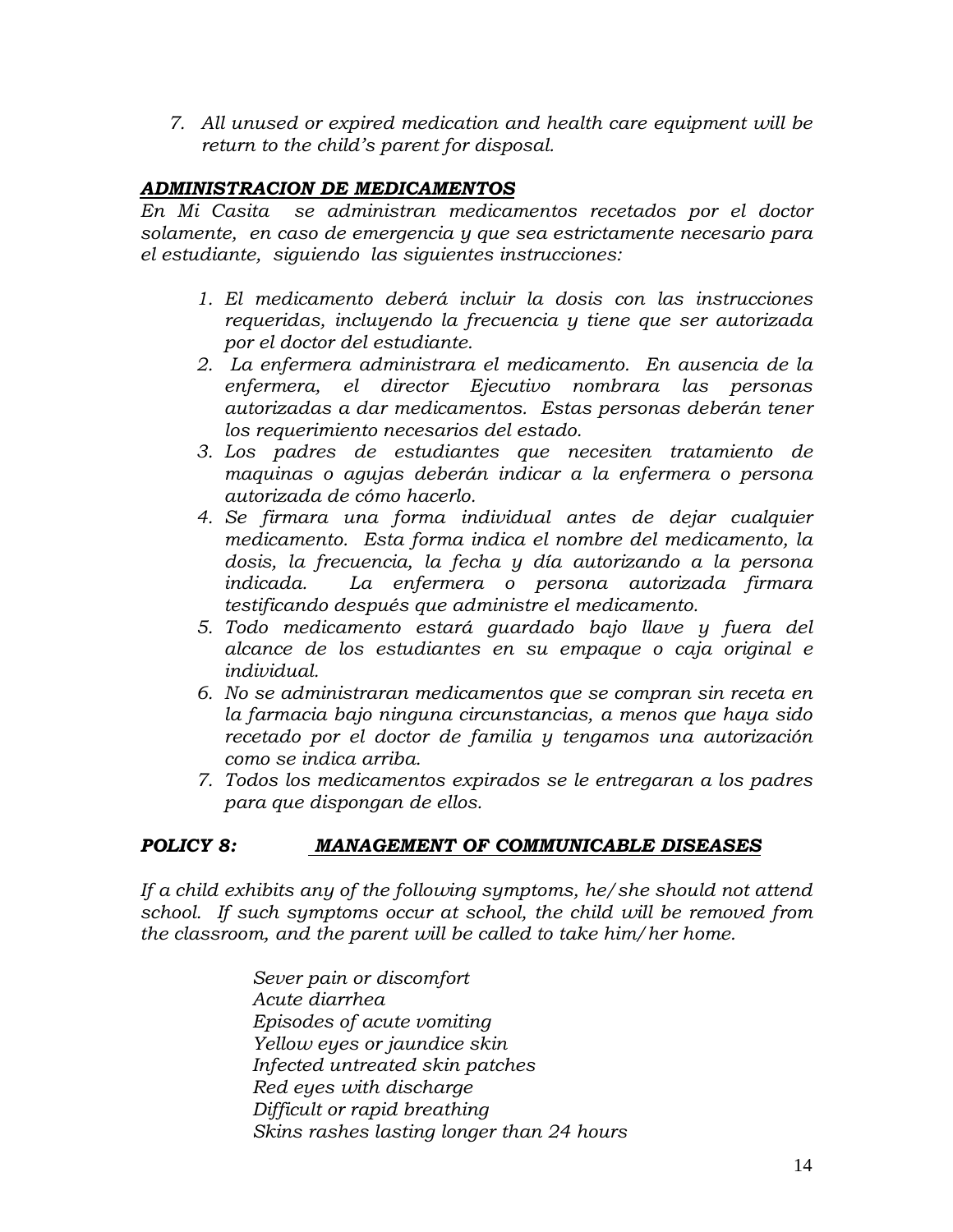7. *All unused or expired medication and health care equipment will be return to the child's parent for disposal.*

***ADMINISTRACION DE MEDICAMENTOS***

*En Mi Casita se administran medicamentos recetados por el doctor solamente, en caso de emergencia y que sea estrictamente necesario para el estudiante, siguiendo las siguientes instrucciones:*

1. *El medicamento deberá incluir la dosis con las instrucciones requeridas, incluyendo la frecuencia y tiene que ser autorizada por el doctor del estudiante.*
2. *La enfermera administrara el medicamento. En ausencia de la enfermera, el director Ejecutivo nombrara las personas autorizadas a dar medicamentos. Estas personas deberán tener los requerimiento necesarios del estado.*
3. *Los padres de estudiantes que necesiten tratamiento de maquinas o agujas deberán indicar a la enfermera o persona autorizada de cómo hacerlo.*
4. *Se firmara una forma individual antes de dejar cualquier medicamento. Esta forma indica el nombre del medicamento, la dosis, la frecuencia, la fecha y día autorizando a la persona indicada. La enfermera o persona autorizada firmara testificando después que administre el medicamento.*
5. *Todo medicamento estará guardado bajo llave y fuera del alcance de los estudiantes en su empaque o caja original e individual.*
6. *No se administraran medicamentos que se compran sin receta en la farmacia bajo ninguna circunstancias, a menos que haya sido recetado por el doctor de familia y tengamos una autorización como se indica arriba.*
7. *Todos los medicamentos expirados se le entregaran a los padres para que dispongan de ellos.*

## ***POLICY 8: MANAGEMENT OF COMMUNICABLE DISEASES***

*If a child exhibits any of the following symptoms, he/she should not attend school. If such symptoms occur at school, the child will be removed from the classroom, and the parent will be called to take him/her home.*

*Sever pain or discomfort*
*Acute diarrhea*
*Episodes of acute vomiting*
*Yellow eyes or jaundice skin*
*Infected untreated skin patches*
*Red eyes with discharge*
*Difficult or rapid breathing*
*Skins rashes lasting longer than 24 hours*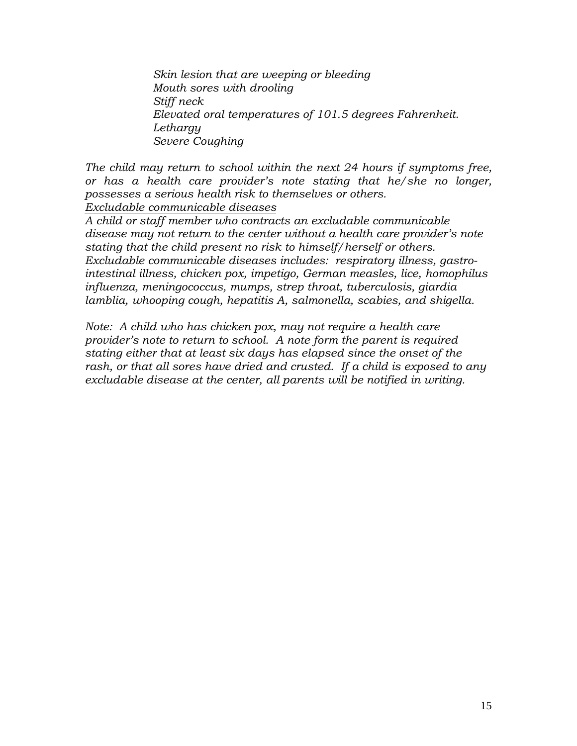*Skin lesion that are weeping or bleeding*
*Mouth sores with drooling*
*Stiff neck*
*Elevated oral temperatures of 101.5 degrees Fahrenheit.*
*Lethargy*
*Severe Coughing*

*The child may return to school within the next 24 hours if symptoms free, or has a health care provider's note stating that he/she no longer, possesses a serious health risk to themselves or others.*

*Excludable communicable diseases*

*A child or staff member who contracts an excludable communicable disease may not return to the center without a health care provider's note stating that the child present no risk to himself/herself or others. Excludable communicable diseases includes: respiratory illness, gastro-intestinal illness, chicken pox, impetigo, German measles, lice, homophilus influenza, meningococcus, mumps, strep throat, tuberculosis, giardia lamblia, whooping cough, hepatitis A, salmonella, scabies, and shigella.*

*Note: A child who has chicken pox, may not require a health care provider's note to return to school. A note form the parent is required stating either that at least six days has elapsed since the onset of the rash, or that all sores have dried and crusted. If a child is exposed to any excludable disease at the center, all parents will be notified in writing.*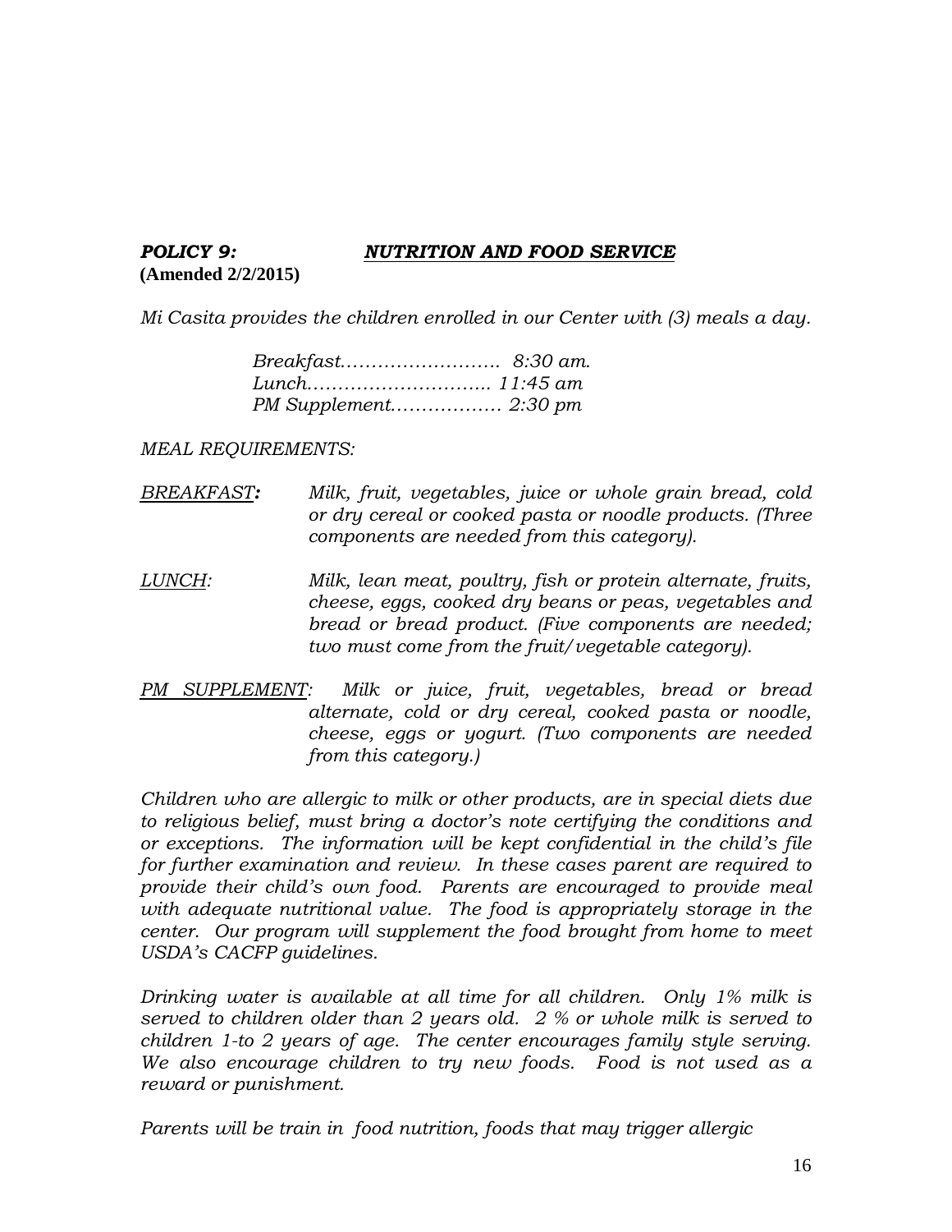## ***POLICY 9:*** ***NUTRITION AND FOOD SERVICE***

**(Amended 2/2/2015)**

*Mi Casita provides the children enrolled in our Center with (3) meals a day.*

*Breakfast……………………. 8:30 am.*
*Lunch……………………….. 11:45 am*
*PM Supplement……………… 2:30 pm*

*MEAL REQUIREMENTS:*

*<u>BREAKFAST</u>***:** *Milk, fruit, vegetables, juice or whole grain bread, cold or dry cereal or cooked pasta or noodle products. (Three components are needed from this category).*

*<u>LUNCH</u>:* *Milk, lean meat, poultry, fish or protein alternate, fruits, cheese, eggs, cooked dry beans or peas, vegetables and bread or bread product. (Five components are needed; two must come from the fruit/vegetable category).*

*<u>PM SUPPLEMENT</u>:* *Milk or juice, fruit, vegetables, bread or bread alternate, cold or dry cereal, cooked pasta or noodle, cheese, eggs or yogurt. (Two components are needed from this category.)*

*Children who are allergic to milk or other products, are in special diets due to religious belief, must bring a doctor's note certifying the conditions and or exceptions. The information will be kept confidential in the child's file for further examination and review. In these cases parent are required to provide their child's own food. Parents are encouraged to provide meal with adequate nutritional value. The food is appropriately storage in the center. Our program will supplement the food brought from home to meet USDA's CACFP guidelines.*

*Drinking water is available at all time for all children. Only 1% milk is served to children older than 2 years old. 2 % or whole milk is served to children 1-to 2 years of age. The center encourages family style serving. We also encourage children to try new foods. Food is not used as a reward or punishment.*

*Parents will be train in food nutrition, foods that may trigger allergic*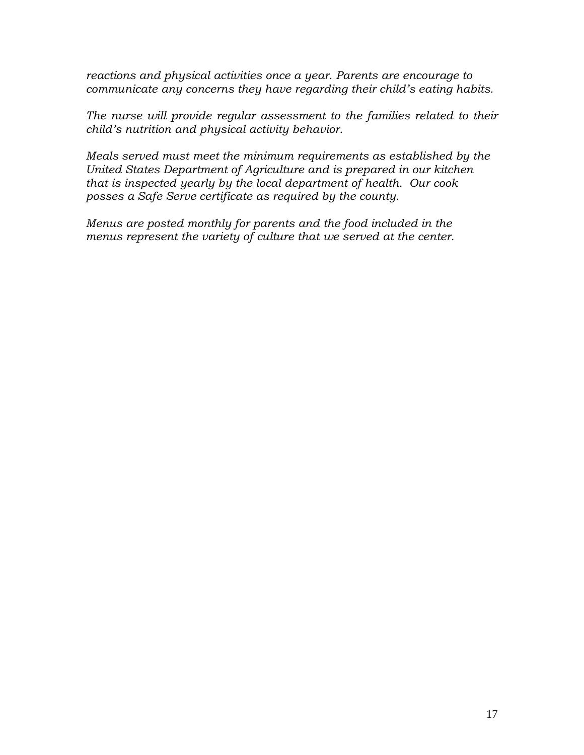*reactions and physical activities once a year. Parents are encourage to communicate any concerns they have regarding their child's eating habits.*

*The nurse will provide regular assessment to the families related to their child's nutrition and physical activity behavior.*

*Meals served must meet the minimum requirements as established by the United States Department of Agriculture and is prepared in our kitchen that is inspected yearly by the local department of health. Our cook posses a Safe Serve certificate as required by the county.*

*Menus are posted monthly for parents and the food included in the menus represent the variety of culture that we served at the center.*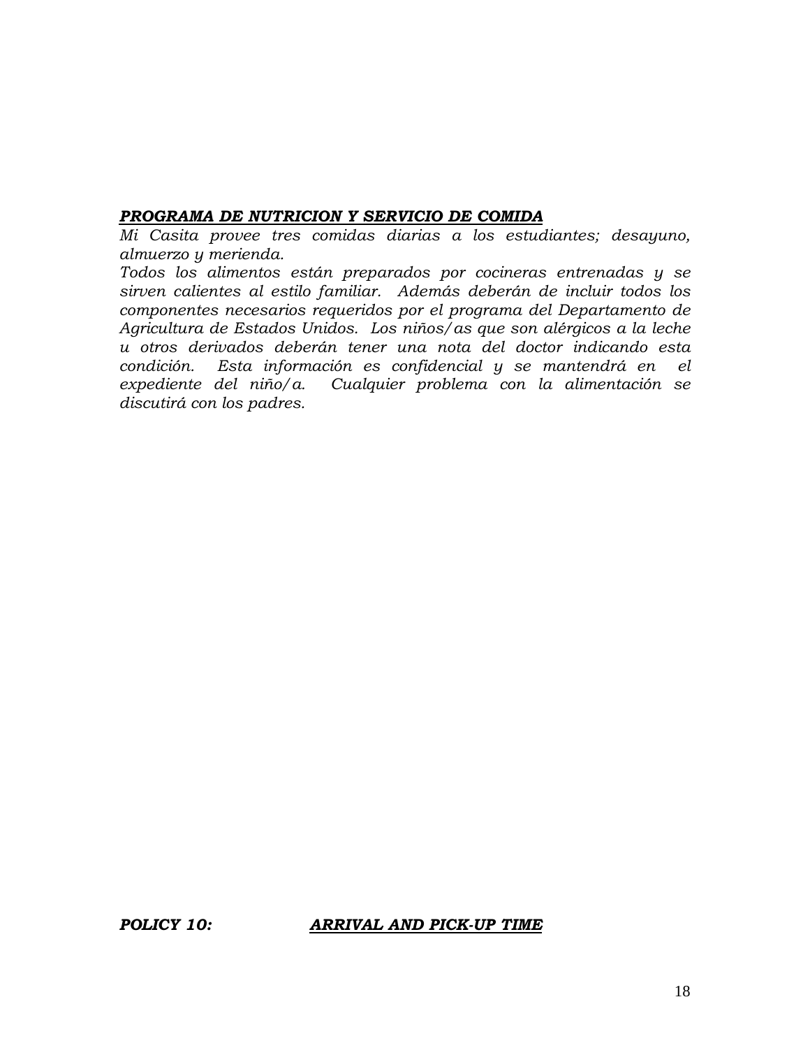***PROGRAMA DE NUTRICION Y SERVICIO DE COMIDA***

*Mi Casita provee tres comidas diarias a los estudiantes; desayuno, almuerzo y merienda.*

*Todos los alimentos están preparados por cocineras entrenadas y se sirven calientes al estilo familiar. Además deberán de incluir todos los componentes necesarios requeridos por el programa del Departamento de Agricultura de Estados Unidos. Los niños/as que son alérgicos a la leche u otros derivados deberán tener una nota del doctor indicando esta condición. Esta información es confidencial y se mantendrá en el expediente del niño/a. Cualquier problema con la alimentación se discutirá con los padres.*

***POLICY 10:*** ***ARRIVAL AND PICK-UP TIME***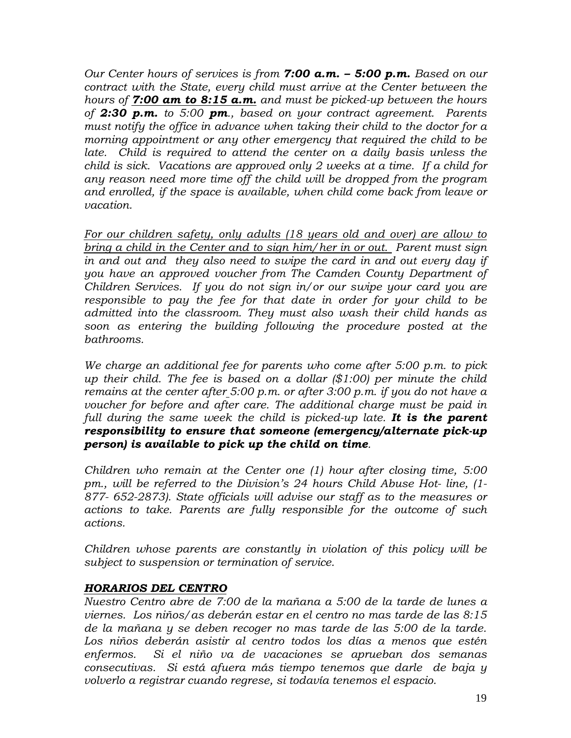*Our Center hours of services is from **7:00 a.m. – 5:00 p.m.** Based on our contract with the State, every child must arrive at the Center between the hours of **<u>7:00 am to 8:15 a.m.</u>** and must be picked-up between the hours of **2:30 p.m.** to 5:00 **pm**., based on your contract agreement. Parents must notify the office in advance when taking their child to the doctor for a morning appointment or any other emergency that required the child to be late. Child is required to attend the center on a daily basis unless the child is sick. Vacations are approved only 2 weeks at a time. If a child for any reason need more time off the child will be dropped from the program and enrolled, if the space is available, when child come back from leave or vacation.*

*<u>For our children safety, only adults (18 years old and over) are allow to bring a child in the Center and to sign him/her in or out.</u> Parent must sign in and out and they also need to swipe the card in and out every day if you have an approved voucher from The Camden County Department of Children Services. If you do not sign in/or our swipe your card you are responsible to pay the fee for that date in order for your child to be admitted into the classroom. They must also wash their child hands as soon as entering the building following the procedure posted at the bathrooms.*

*We charge an additional fee for parents who come after 5:00 p.m. to pick up their child. The fee is based on a dollar ($1:00) per minute the child remains at the center after 5:00 p.m. or after 3:00 p.m. if you do not have a voucher for before and after care. The additional charge must be paid in full during the same week the child is picked-up late. **It is the parent responsibility to ensure that someone (emergency/alternate pick-up person) is available to pick up the child on time**.*

*Children who remain at the Center one (1) hour after closing time, 5:00 pm., will be referred to the Division's 24 hours Child Abuse Hot- line, (1-877- 652-2873). State officials will advise our staff as to the measures or actions to take. Parents are fully responsible for the outcome of such actions.*

*Children whose parents are constantly in violation of this policy will be subject to suspension or termination of service.*

### ***<u>HORARIOS DEL CENTRO</u>***

*Nuestro Centro abre de 7:00 de la mañana a 5:00 de la tarde de lunes a viernes. Los niños/as deberán estar en el centro no mas tarde de las 8:15 de la mañana y se deben recoger no mas tarde de las 5:00 de la tarde. Los niños deberán asistir al centro todos los días a menos que estén enfermos. Si el niño va de vacaciones se aprueban dos semanas consecutivas. Si está afuera más tiempo tenemos que darle de baja y volverlo a registrar cuando regrese, si todavía tenemos el espacio.*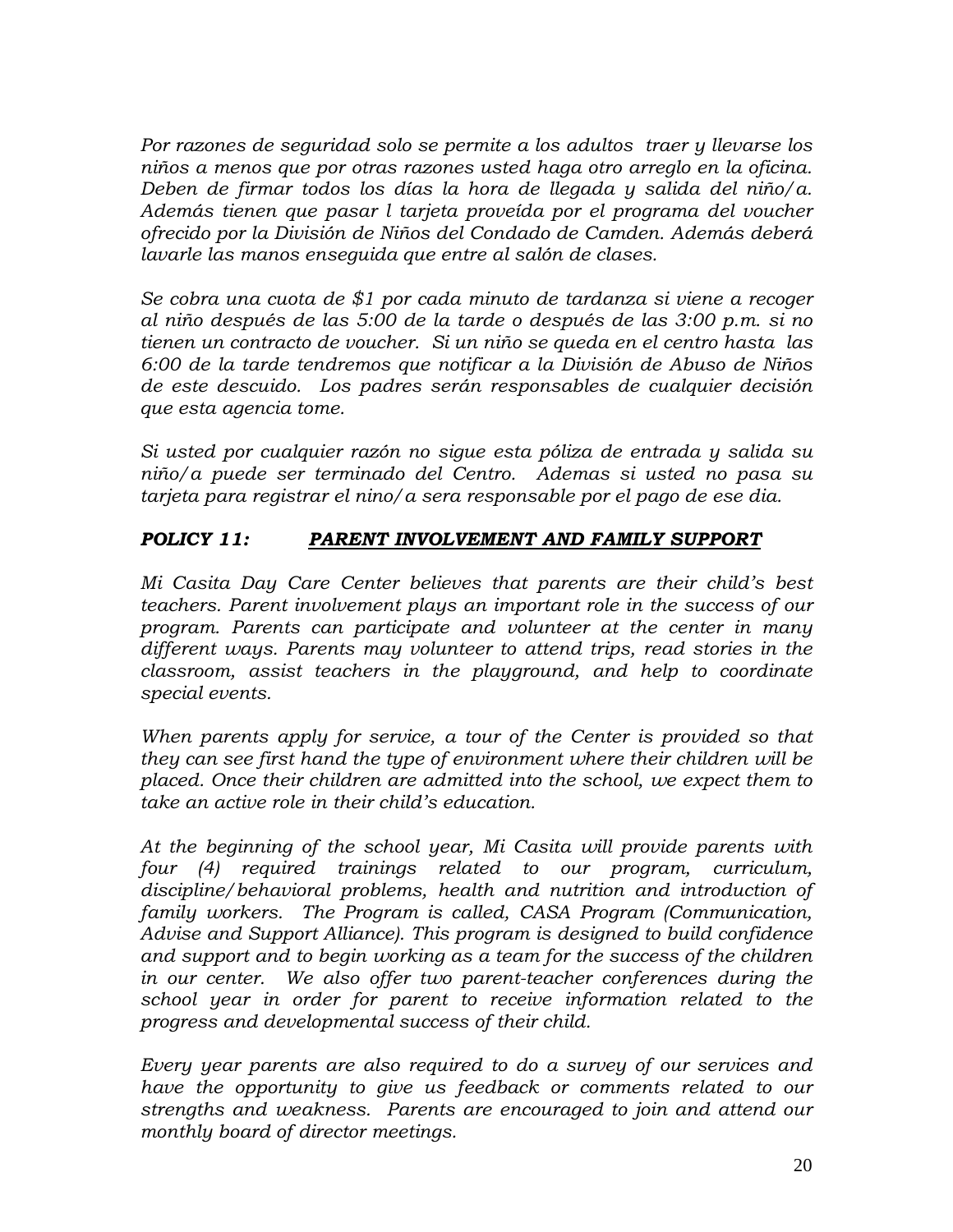*Por razones de seguridad solo se permite a los adultos traer y llevarse los niños a menos que por otras razones usted haga otro arreglo en la oficina. Deben de firmar todos los días la hora de llegada y salida del niño/a. Además tienen que pasar l tarjeta proveída por el programa del voucher ofrecido por la División de Niños del Condado de Camden. Además deberá lavarle las manos enseguida que entre al salón de clases.*

*Se cobra una cuota de $1 por cada minuto de tardanza si viene a recoger al niño después de las 5:00 de la tarde o después de las 3:00 p.m. si no tienen un contracto de voucher. Si un niño se queda en el centro hasta las 6:00 de la tarde tendremos que notificar a la División de Abuso de Niños de este descuido. Los padres serán responsables de cualquier decisión que esta agencia tome.*

*Si usted por cualquier razón no sigue esta póliza de entrada y salida su niño/a puede ser terminado del Centro. Ademas si usted no pasa su tarjeta para registrar el nino/a sera responsable por el pago de ese dia.*

### ***POLICY 11: PARENT INVOLVEMENT AND FAMILY SUPPORT***

*Mi Casita Day Care Center believes that parents are their child's best teachers. Parent involvement plays an important role in the success of our program. Parents can participate and volunteer at the center in many different ways. Parents may volunteer to attend trips, read stories in the classroom, assist teachers in the playground, and help to coordinate special events.*

*When parents apply for service, a tour of the Center is provided so that they can see first hand the type of environment where their children will be placed. Once their children are admitted into the school, we expect them to take an active role in their child's education.*

*At the beginning of the school year, Mi Casita will provide parents with four (4) required trainings related to our program, curriculum, discipline/behavioral problems, health and nutrition and introduction of family workers. The Program is called, CASA Program (Communication, Advise and Support Alliance). This program is designed to build confidence and support and to begin working as a team for the success of the children in our center. We also offer two parent-teacher conferences during the school year in order for parent to receive information related to the progress and developmental success of their child.*

*Every year parents are also required to do a survey of our services and have the opportunity to give us feedback or comments related to our strengths and weakness. Parents are encouraged to join and attend our monthly board of director meetings.*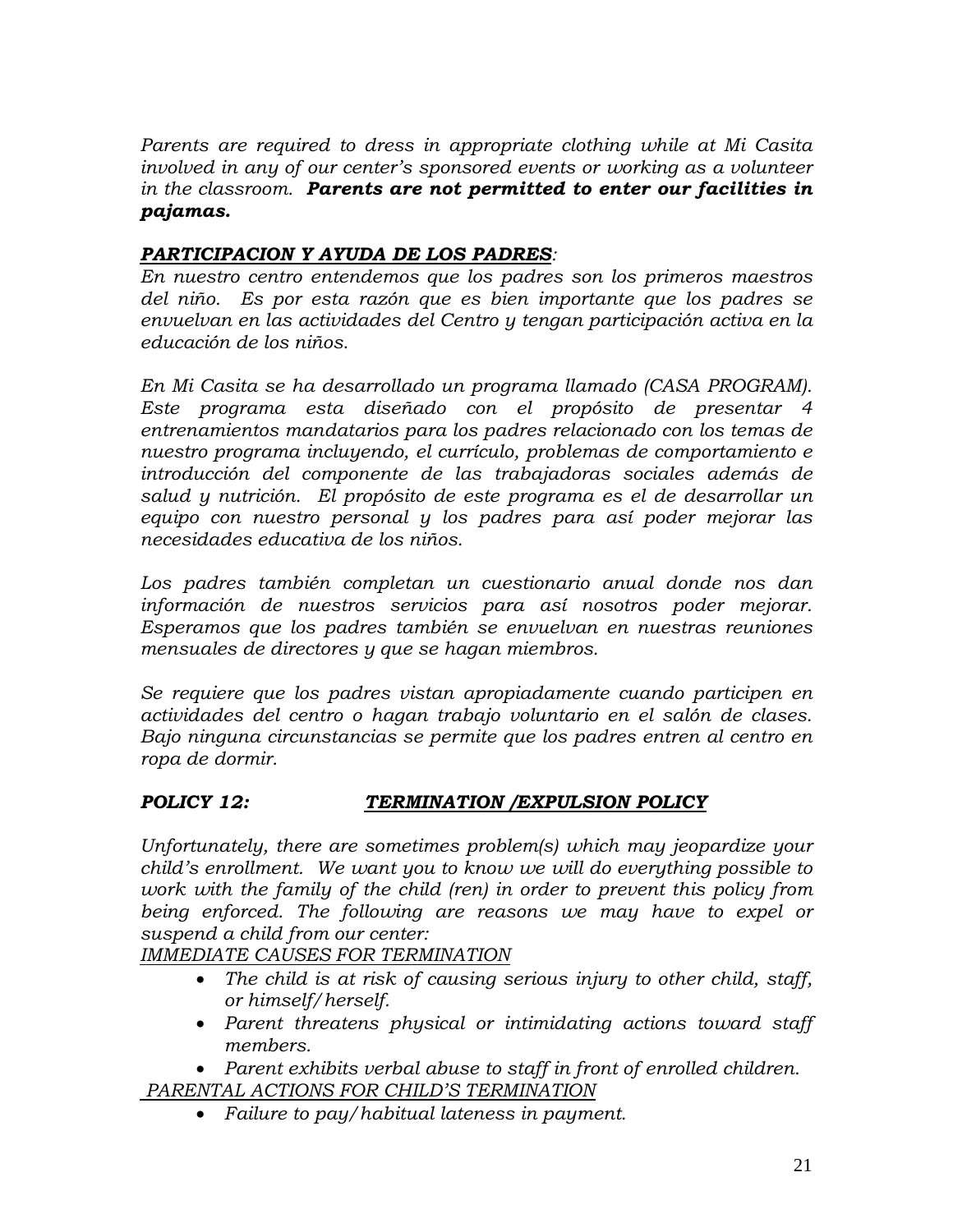*Parents are required to dress in appropriate clothing while at Mi Casita involved in any of our center's sponsored events or working as a volunteer in the classroom.* ***Parents are not permitted to enter our facilities in pajamas.***

***<u>PARTICIPACION Y AYUDA DE LOS PADRES</u>:***

*En nuestro centro entendemos que los padres son los primeros maestros del niño. Es por esta razón que es bien importante que los padres se envuelvan en las actividades del Centro y tengan participación activa en la educación de los niños.*

*En Mi Casita se ha desarrollado un programa llamado (CASA PROGRAM). Este programa esta diseñado con el propósito de presentar 4 entrenamientos mandatarios para los padres relacionado con los temas de nuestro programa incluyendo, el currículo, problemas de comportamiento e introducción del componente de las trabajadoras sociales además de salud y nutrición. El propósito de este programa es el de desarrollar un equipo con nuestro personal y los padres para así poder mejorar las necesidades educativa de los niños.*

*Los padres también completan un cuestionario anual donde nos dan información de nuestros servicios para así nosotros poder mejorar. Esperamos que los padres también se envuelvan en nuestras reuniones mensuales de directores y que se hagan miembros.*

*Se requiere que los padres vistan apropiadamente cuando participen en actividades del centro o hagan trabajo voluntario en el salón de clases. Bajo ninguna circunstancias se permite que los padres entren al centro en ropa de dormir.*

## ***POLICY 12: <u>TERMINATION /EXPULSION POLICY</u>***

*Unfortunately, there are sometimes problem(s) which may jeopardize your child's enrollment. We want you to know we will do everything possible to work with the family of the child (ren) in order to prevent this policy from being enforced. The following are reasons we may have to expel or suspend a child from our center:*

*<u>IMMEDIATE CAUSES FOR TERMINATION</u>*

- *The child is at risk of causing serious injury to other child, staff, or himself/herself.*
- *Parent threatens physical or intimidating actions toward staff members.*
- *Parent exhibits verbal abuse to staff in front of enrolled children.*

*<u>PARENTAL ACTIONS FOR CHILD'S TERMINATION</u>*

- *Failure to pay/habitual lateness in payment.*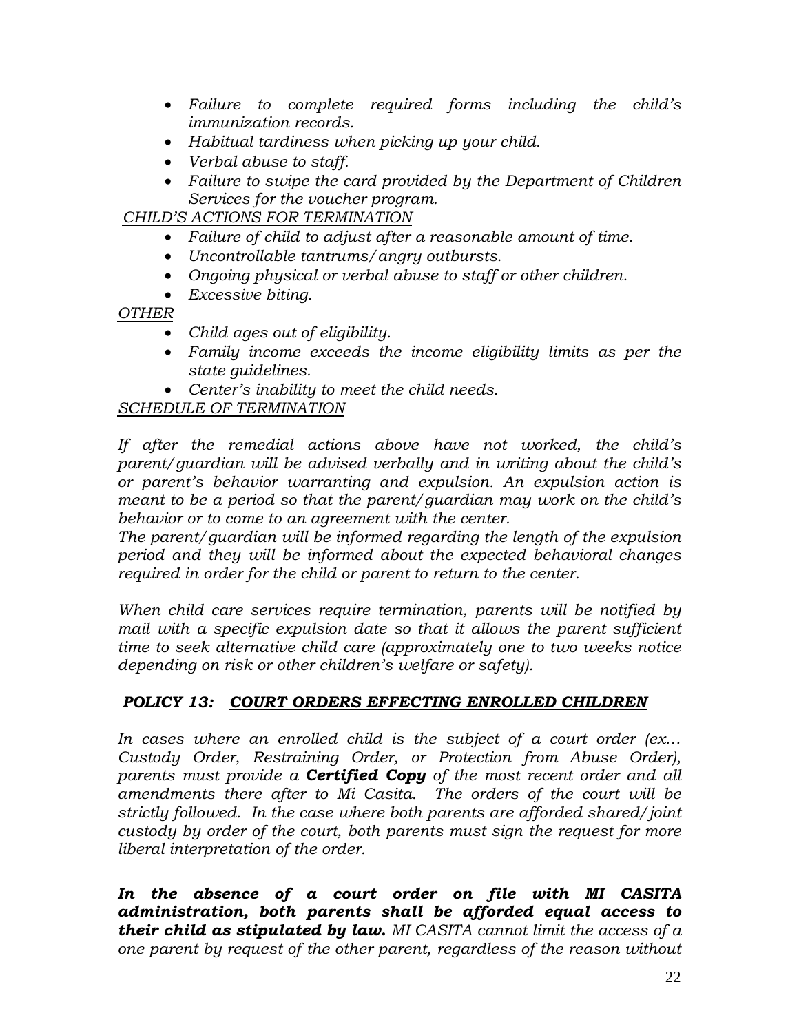- *Failure to complete required forms including the child's immunization records.*
- *Habitual tardiness when picking up your child.*
- *Verbal abuse to staff.*
- *Failure to swipe the card provided by the Department of Children Services for the voucher program.*

*CHILD'S ACTIONS FOR TERMINATION*

- *Failure of child to adjust after a reasonable amount of time.*
- *Uncontrollable tantrums/angry outbursts.*
- *Ongoing physical or verbal abuse to staff or other children.*
- *Excessive biting.*

*OTHER*

- *Child ages out of eligibility.*
- *Family income exceeds the income eligibility limits as per the state guidelines.*
- *Center's inability to meet the child needs.*

*SCHEDULE OF TERMINATION*

*If after the remedial actions above have not worked, the child's parent/guardian will be advised verbally and in writing about the child's or parent's behavior warranting and expulsion. An expulsion action is meant to be a period so that the parent/guardian may work on the child's behavior or to come to an agreement with the center.*
*The parent/guardian will be informed regarding the length of the expulsion period and they will be informed about the expected behavioral changes required in order for the child or parent to return to the center.*

*When child care services require termination, parents will be notified by mail with a specific expulsion date so that it allows the parent sufficient time to seek alternative child care (approximately one to two weeks notice depending on risk or other children's welfare or safety).*

## *POLICY 13: COURT ORDERS EFFECTING ENROLLED CHILDREN*

*In cases where an enrolled child is the subject of a court order (ex… Custody Order, Restraining Order, or Protection from Abuse Order), parents must provide a* ***Certified Copy*** *of the most recent order and all amendments there after to Mi Casita. The orders of the court will be strictly followed. In the case where both parents are afforded shared/joint custody by order of the court, both parents must sign the request for more liberal interpretation of the order.*

***In the absence of a court order on file with MI CASITA administration, both parents shall be afforded equal access to their child as stipulated by law.*** *MI CASITA cannot limit the access of a one parent by request of the other parent, regardless of the reason without*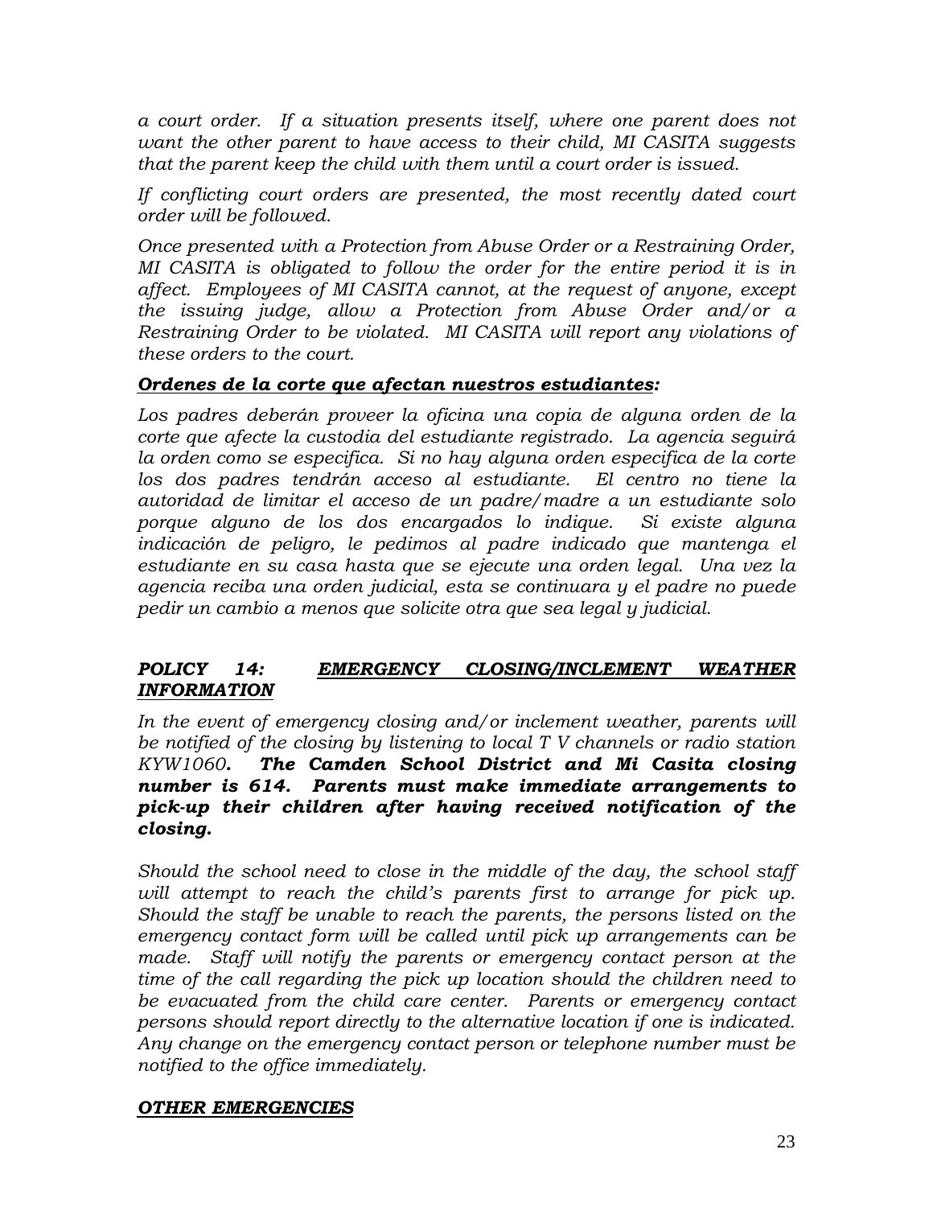*a court order. If a situation presents itself, where one parent does not want the other parent to have access to their child, MI CASITA suggests that the parent keep the child with them until a court order is issued.*

*If conflicting court orders are presented, the most recently dated court order will be followed.*

*Once presented with a Protection from Abuse Order or a Restraining Order, MI CASITA is obligated to follow the order for the entire period it is in affect. Employees of MI CASITA cannot, at the request of anyone, except the issuing judge, allow a Protection from Abuse Order and/or a Restraining Order to be violated. MI CASITA will report any violations of these orders to the court.*

***Ordenes de la corte que afectan nuestros estudiantes:***

*Los padres deberán proveer la oficina una copia de alguna orden de la corte que afecte la custodia del estudiante registrado. La agencia seguirá la orden como se especifica. Si no hay alguna orden especifica de la corte los dos padres tendrán acceso al estudiante. El centro no tiene la autoridad de limitar el acceso de un padre/madre a un estudiante solo porque alguno de los dos encargados lo indique. Si existe alguna indicación de peligro, le pedimos al padre indicado que mantenga el estudiante en su casa hasta que se ejecute una orden legal. Una vez la agencia reciba una orden judicial, esta se continuara y el padre no puede pedir un cambio a menos que solicite otra que sea legal y judicial.*

## ***POLICY 14: EMERGENCY CLOSING/INCLEMENT WEATHER INFORMATION***

*In the event of emergency closing and/or inclement weather, parents will be notified of the closing by listening to local T V channels or radio station KYW1060.* ***The Camden School District and Mi Casita closing number is 614. Parents must make immediate arrangements to pick-up their children after having received notification of the closing.***

*Should the school need to close in the middle of the day, the school staff will attempt to reach the child's parents first to arrange for pick up. Should the staff be unable to reach the parents, the persons listed on the emergency contact form will be called until pick up arrangements can be made. Staff will notify the parents or emergency contact person at the time of the call regarding the pick up location should the children need to be evacuated from the child care center. Parents or emergency contact persons should report directly to the alternative location if one is indicated. Any change on the emergency contact person or telephone number must be notified to the office immediately.*

***OTHER EMERGENCIES***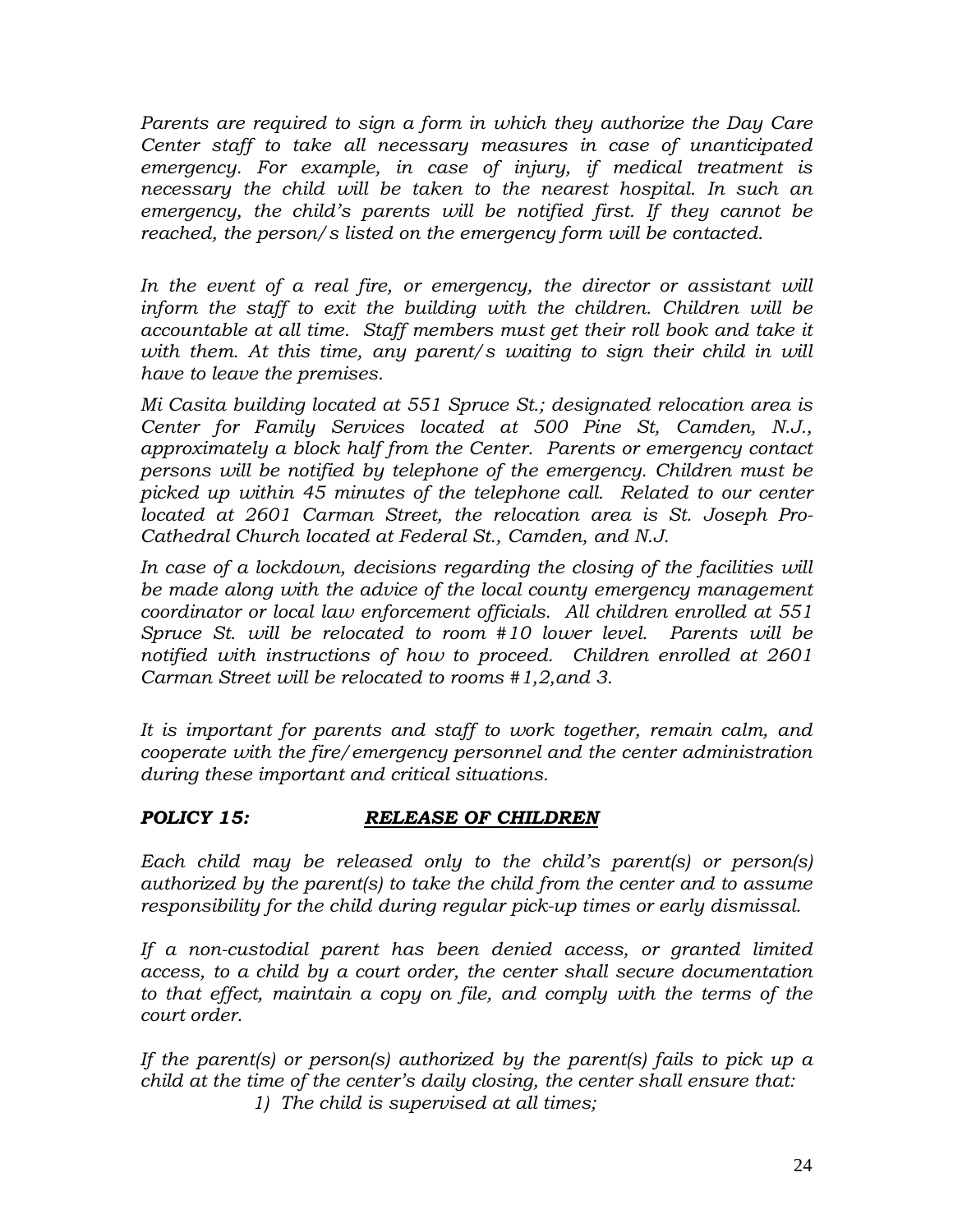*Parents are required to sign a form in which they authorize the Day Care Center staff to take all necessary measures in case of unanticipated emergency. For example, in case of injury, if medical treatment is necessary the child will be taken to the nearest hospital. In such an emergency, the child's parents will be notified first. If they cannot be reached, the person/s listed on the emergency form will be contacted.*

*In the event of a real fire, or emergency, the director or assistant will inform the staff to exit the building with the children. Children will be accountable at all time. Staff members must get their roll book and take it with them. At this time, any parent/s waiting to sign their child in will have to leave the premises.*

*Mi Casita building located at 551 Spruce St.; designated relocation area is Center for Family Services located at 500 Pine St, Camden, N.J., approximately a block half from the Center. Parents or emergency contact persons will be notified by telephone of the emergency. Children must be picked up within 45 minutes of the telephone call. Related to our center located at 2601 Carman Street, the relocation area is St. Joseph Pro-Cathedral Church located at Federal St., Camden, and N.J.*

*In case of a lockdown, decisions regarding the closing of the facilities will be made along with the advice of the local county emergency management coordinator or local law enforcement officials. All children enrolled at 551 Spruce St. will be relocated to room #10 lower level. Parents will be notified with instructions of how to proceed. Children enrolled at 2601 Carman Street will be relocated to rooms #1,2,and 3.*

*It is important for parents and staff to work together, remain calm, and cooperate with the fire/emergency personnel and the center administration during these important and critical situations.*

## ***POLICY 15:*** ***RELEASE OF CHILDREN***

*Each child may be released only to the child's parent(s) or person(s) authorized by the parent(s) to take the child from the center and to assume responsibility for the child during regular pick-up times or early dismissal.*

*If a non-custodial parent has been denied access, or granted limited access, to a child by a court order, the center shall secure documentation to that effect, maintain a copy on file, and comply with the terms of the court order.*

*If the parent(s) or person(s) authorized by the parent(s) fails to pick up a child at the time of the center's daily closing, the center shall ensure that:*

1) *The child is supervised at all times;*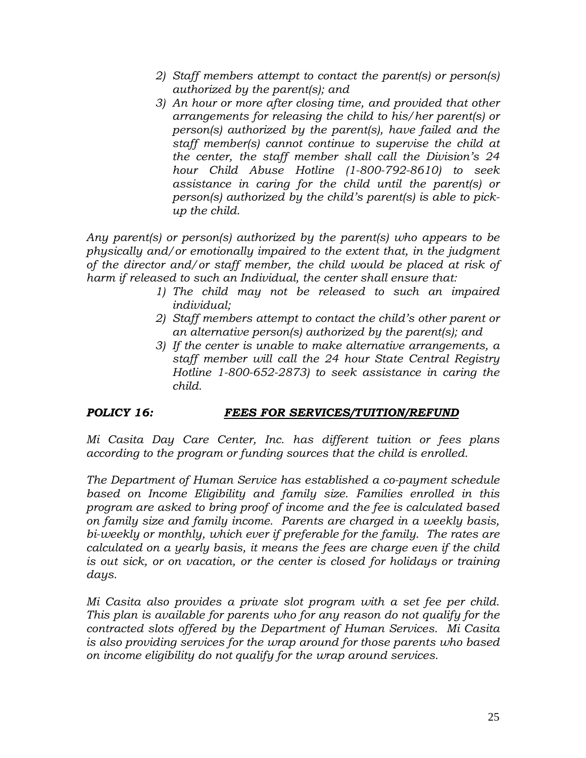2) *Staff members attempt to contact the parent(s) or person(s) authorized by the parent(s); and*
3) *An hour or more after closing time, and provided that other arrangements for releasing the child to his/her parent(s) or person(s) authorized by the parent(s), have failed and the staff member(s) cannot continue to supervise the child at the center, the staff member shall call the Division's 24 hour Child Abuse Hotline (1-800-792-8610) to seek assistance in caring for the child until the parent(s) or person(s) authorized by the child's parent(s) is able to pick-up the child.*

*Any parent(s) or person(s) authorized by the parent(s) who appears to be physically and/or emotionally impaired to the extent that, in the judgment of the director and/or staff member, the child would be placed at risk of harm if released to such an Individual, the center shall ensure that:*

1) *The child may not be released to such an impaired individual;*
2) *Staff members attempt to contact the child's other parent or an alternative person(s) authorized by the parent(s); and*
3) *If the center is unable to make alternative arrangements, a staff member will call the 24 hour State Central Registry Hotline 1-800-652-2873) to seek assistance in caring the child.*

## ***POLICY 16:*** ***<u>FEES FOR SERVICES/TUITION/REFUND</u>***

*Mi Casita Day Care Center, Inc. has different tuition or fees plans according to the program or funding sources that the child is enrolled.*

*The Department of Human Service has established a co-payment schedule based on Income Eligibility and family size. Families enrolled in this program are asked to bring proof of income and the fee is calculated based on family size and family income. Parents are charged in a weekly basis, bi-weekly or monthly, which ever if preferable for the family. The rates are calculated on a yearly basis, it means the fees are charge even if the child is out sick, or on vacation, or the center is closed for holidays or training days.*

*Mi Casita also provides a private slot program with a set fee per child. This plan is available for parents who for any reason do not qualify for the contracted slots offered by the Department of Human Services. Mi Casita is also providing services for the wrap around for those parents who based on income eligibility do not qualify for the wrap around services.*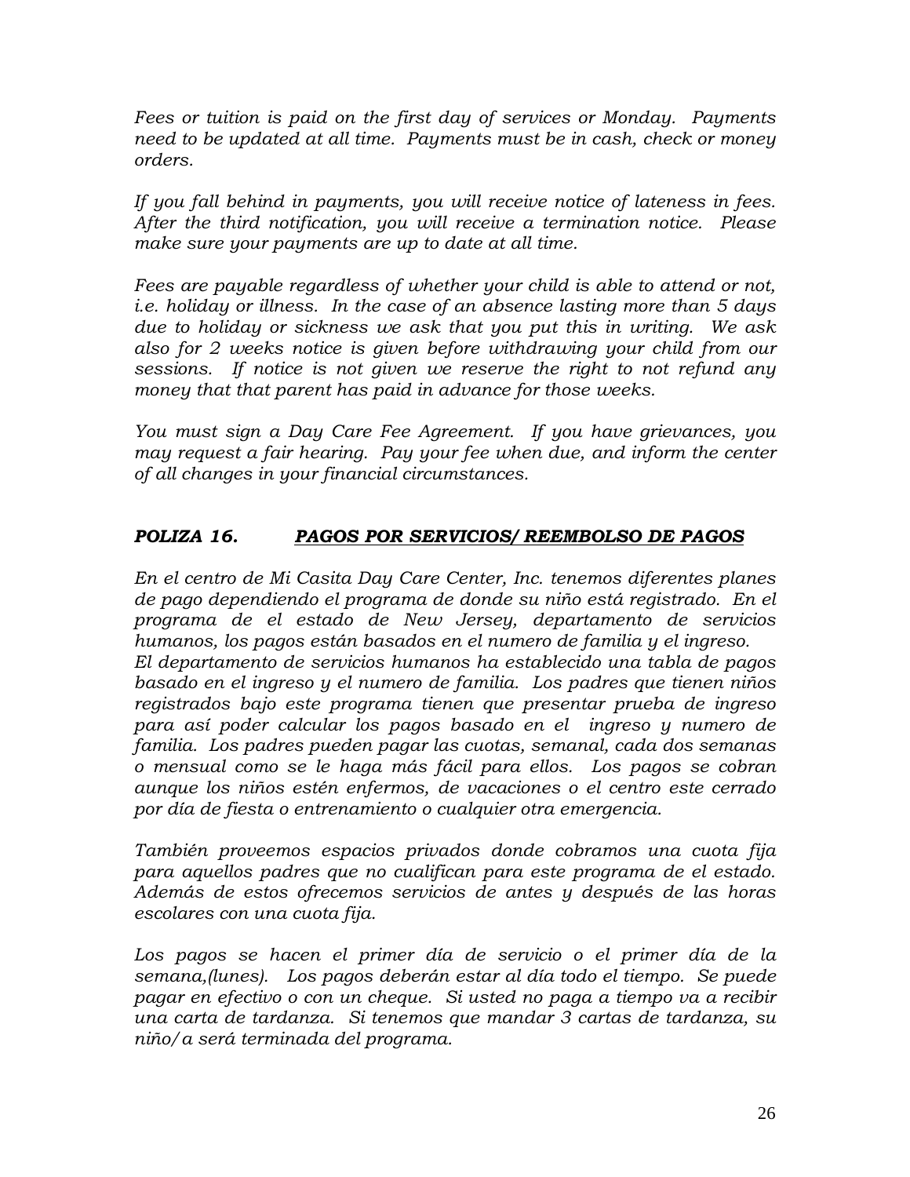*Fees or tuition is paid on the first day of services or Monday. Payments need to be updated at all time. Payments must be in cash, check or money orders.*

*If you fall behind in payments, you will receive notice of lateness in fees. After the third notification, you will receive a termination notice. Please make sure your payments are up to date at all time.*

*Fees are payable regardless of whether your child is able to attend or not, i.e. holiday or illness. In the case of an absence lasting more than 5 days due to holiday or sickness we ask that you put this in writing. We ask also for 2 weeks notice is given before withdrawing your child from our sessions. If notice is not given we reserve the right to not refund any money that that parent has paid in advance for those weeks.*

*You must sign a Day Care Fee Agreement. If you have grievances, you may request a fair hearing. Pay your fee when due, and inform the center of all changes in your financial circumstances.*

## ***POLIZA 16. <u>PAGOS POR SERVICIOS/ REEMBOLSO DE PAGOS</u>***

*En el centro de Mi Casita Day Care Center, Inc. tenemos diferentes planes de pago dependiendo el programa de donde su niño está registrado. En el programa de el estado de New Jersey, departamento de servicios humanos, los pagos están basados en el numero de familia y el ingreso. El departamento de servicios humanos ha establecido una tabla de pagos basado en el ingreso y el numero de familia. Los padres que tienen niños registrados bajo este programa tienen que presentar prueba de ingreso para así poder calcular los pagos basado en el ingreso y numero de familia. Los padres pueden pagar las cuotas, semanal, cada dos semanas o mensual como se le haga más fácil para ellos. Los pagos se cobran aunque los niños estén enfermos, de vacaciones o el centro este cerrado por día de fiesta o entrenamiento o cualquier otra emergencia.*

*También proveemos espacios privados donde cobramos una cuota fija para aquellos padres que no cualifican para este programa de el estado. Además de estos ofrecemos servicios de antes y después de las horas escolares con una cuota fija.*

*Los pagos se hacen el primer día de servicio o el primer día de la semana,(lunes). Los pagos deberán estar al día todo el tiempo. Se puede pagar en efectivo o con un cheque. Si usted no paga a tiempo va a recibir una carta de tardanza. Si tenemos que mandar 3 cartas de tardanza, su niño/a será terminada del programa.*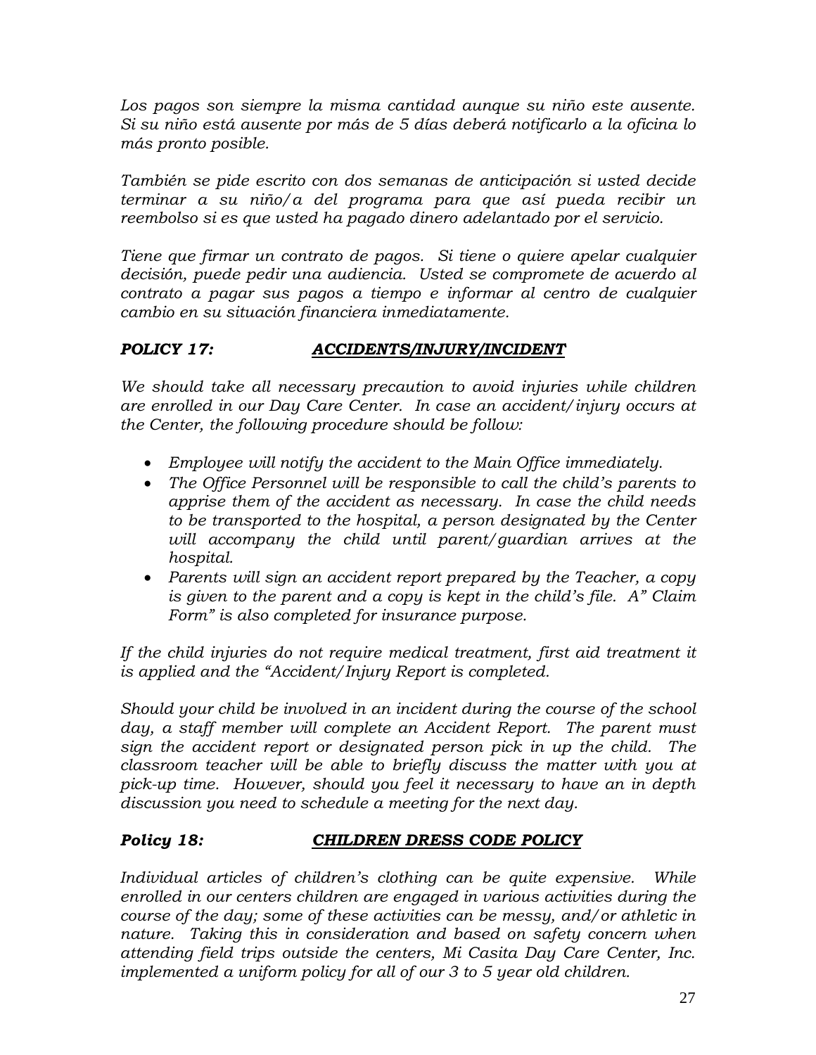*Los pagos son siempre la misma cantidad aunque su niño este ausente. Si su niño está ausente por más de 5 días deberá notificarlo a la oficina lo más pronto posible.*

*También se pide escrito con dos semanas de anticipación si usted decide terminar a su niño/a del programa para que así pueda recibir un reembolso si es que usted ha pagado dinero adelantado por el servicio.*

*Tiene que firmar un contrato de pagos. Si tiene o quiere apelar cualquier decisión, puede pedir una audiencia. Usted se compromete de acuerdo al contrato a pagar sus pagos a tiempo e informar al centro de cualquier cambio en su situación financiera inmediatamente.*

## ***POLICY 17:*** ***<u>ACCIDENTS/INJURY/INCIDENT</u>***

*We should take all necessary precaution to avoid injuries while children are enrolled in our Day Care Center. In case an accident/injury occurs at the Center, the following procedure should be follow:*

- *Employee will notify the accident to the Main Office immediately.*
- *The Office Personnel will be responsible to call the child's parents to apprise them of the accident as necessary. In case the child needs to be transported to the hospital, a person designated by the Center will accompany the child until parent/guardian arrives at the hospital.*
- *Parents will sign an accident report prepared by the Teacher, a copy is given to the parent and a copy is kept in the child's file. A" Claim Form" is also completed for insurance purpose.*

*If the child injuries do not require medical treatment, first aid treatment it is applied and the "Accident/Injury Report is completed.*

*Should your child be involved in an incident during the course of the school day, a staff member will complete an Accident Report. The parent must sign the accident report or designated person pick in up the child. The classroom teacher will be able to briefly discuss the matter with you at pick-up time. However, should you feel it necessary to have an in depth discussion you need to schedule a meeting for the next day.*

## ***Policy 18:*** ***<u>CHILDREN DRESS CODE POLICY</u>***

*Individual articles of children's clothing can be quite expensive. While enrolled in our centers children are engaged in various activities during the course of the day; some of these activities can be messy, and/or athletic in nature. Taking this in consideration and based on safety concern when attending field trips outside the centers, Mi Casita Day Care Center, Inc. implemented a uniform policy for all of our 3 to 5 year old children.*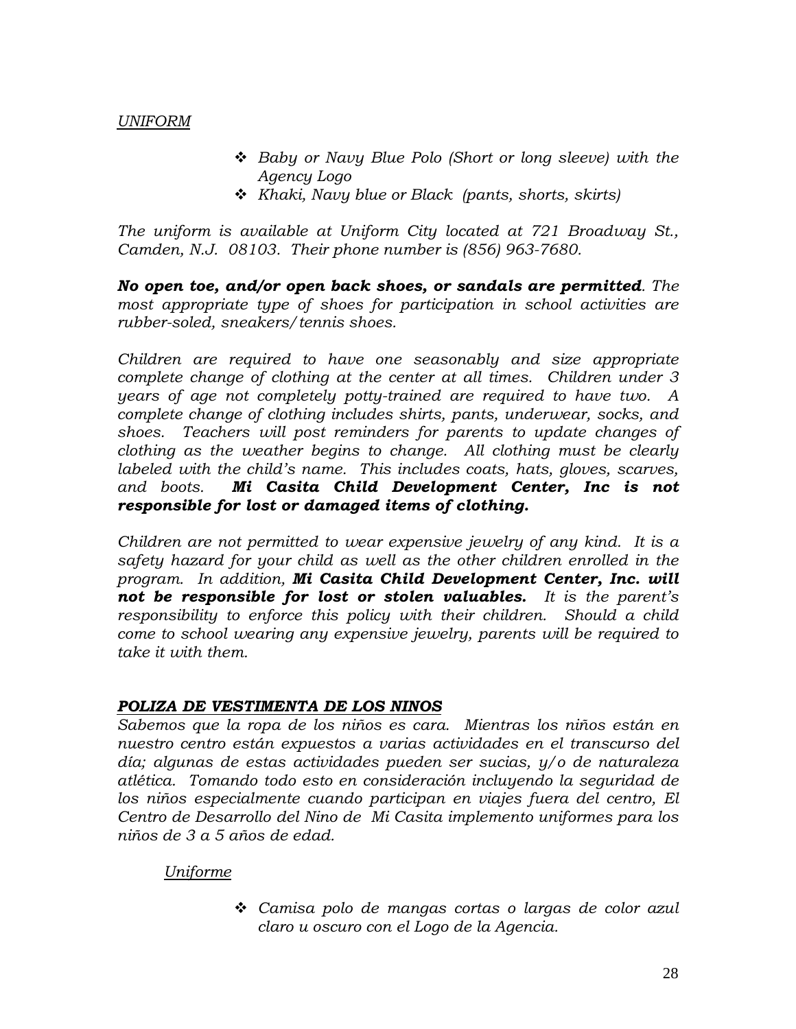*UNIFORM*

- *Baby or Navy Blue Polo (Short or long sleeve) with the Agency Logo*
- *Khaki, Navy blue or Black (pants, shorts, skirts)*

*The uniform is available at Uniform City located at 721 Broadway St., Camden, N.J. 08103. Their phone number is (856) 963-7680.*

***No open toe, and/or open back shoes, or sandals are permitted**. The most appropriate type of shoes for participation in school activities are rubber-soled, sneakers/tennis shoes.*

*Children are required to have one seasonably and size appropriate complete change of clothing at the center at all times. Children under 3 years of age not completely potty-trained are required to have two. A complete change of clothing includes shirts, pants, underwear, socks, and shoes. Teachers will post reminders for parents to update changes of clothing as the weather begins to change. All clothing must be clearly labeled with the child's name. This includes coats, hats, gloves, scarves, and boots.* ***Mi Casita Child Development Center, Inc is not responsible for lost or damaged items of clothing.***

*Children are not permitted to wear expensive jewelry of any kind. It is a safety hazard for your child as well as the other children enrolled in the program. In addition,* ***Mi Casita Child Development Center, Inc. will not be responsible for lost or stolen valuables.*** *It is the parent's responsibility to enforce this policy with their children. Should a child come to school wearing any expensive jewelry, parents will be required to take it with them.*

***POLIZA DE VESTIMENTA DE LOS NINOS***

*Sabemos que la ropa de los niños es cara. Mientras los niños están en nuestro centro están expuestos a varias actividades en el transcurso del día; algunas de estas actividades pueden ser sucias, y/o de naturaleza atlética. Tomando todo esto en consideración incluyendo la seguridad de los niños especialmente cuando participan en viajes fuera del centro, El Centro de Desarrollo del Nino de Mi Casita implemento uniformes para los niños de 3 a 5 años de edad.*

*Uniforme*

- *Camisa polo de mangas cortas o largas de color azul claro u oscuro con el Logo de la Agencia.*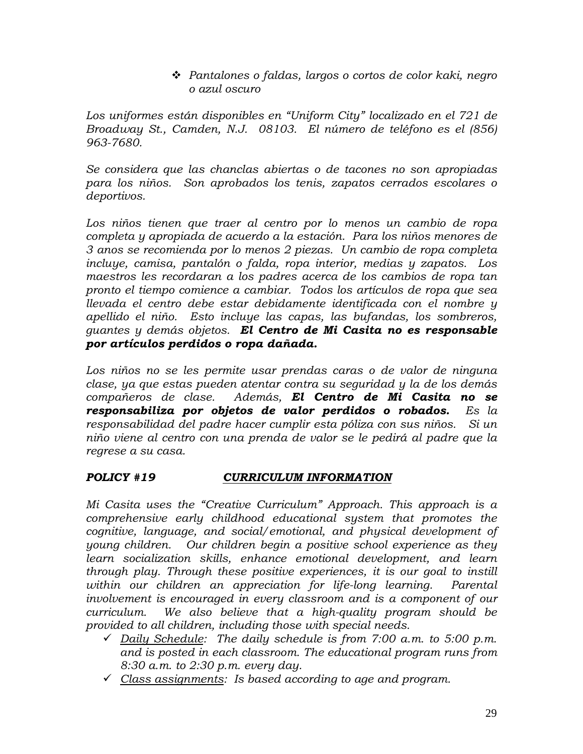- *Pantalones o faldas, largos o cortos de color kaki, negro o azul oscuro*

*Los uniformes están disponibles en "Uniform City" localizado en el 721 de Broadway St., Camden, N.J. 08103. El número de teléfono es el (856) 963-7680.*

*Se considera que las chanclas abiertas o de tacones no son apropiadas para los niños. Son aprobados los tenis, zapatos cerrados escolares o deportivos.*

*Los niños tienen que traer al centro por lo menos un cambio de ropa completa y apropiada de acuerdo a la estación. Para los niños menores de 3 anos se recomienda por lo menos 2 piezas. Un cambio de ropa completa incluye, camisa, pantalón o falda, ropa interior, medias y zapatos. Los maestros les recordaran a los padres acerca de los cambios de ropa tan pronto el tiempo comience a cambiar. Todos los artículos de ropa que sea llevada el centro debe estar debidamente identificada con el nombre y apellido el niño. Esto incluye las capas, las bufandas, los sombreros, guantes y demás objetos.* ***El Centro de Mi Casita no es responsable por artículos perdidos o ropa dañada.***

*Los niños no se les permite usar prendas caras o de valor de ninguna clase, ya que estas pueden atentar contra su seguridad y la de los demás compañeros de clase. Además,* ***El Centro de Mi Casita no se responsabiliza por objetos de valor perdidos o robados.*** *Es la responsabilidad del padre hacer cumplir esta póliza con sus niños. Si un niño viene al centro con una prenda de valor se le pedirá al padre que la regrese a su casa.*

## ***POLICY #19*** ***<u>CURRICULUM INFORMATION</u>***

*Mi Casita uses the "Creative Curriculum" Approach. This approach is a comprehensive early childhood educational system that promotes the cognitive, language, and social/emotional, and physical development of young children. Our children begin a positive school experience as they learn socialization skills, enhance emotional development, and learn through play. Through these positive experiences, it is our goal to instill within our children an appreciation for life-long learning. Parental involvement is encouraged in every classroom and is a component of our curriculum. We also believe that a high-quality program should be provided to all children, including those with special needs.*

- ✓ *<u>Daily Schedule</u>: The daily schedule is from 7:00 a.m. to 5:00 p.m. and is posted in each classroom. The educational program runs from 8:30 a.m. to 2:30 p.m. every day.*
- ✓ *<u>Class assignments</u>: Is based according to age and program.*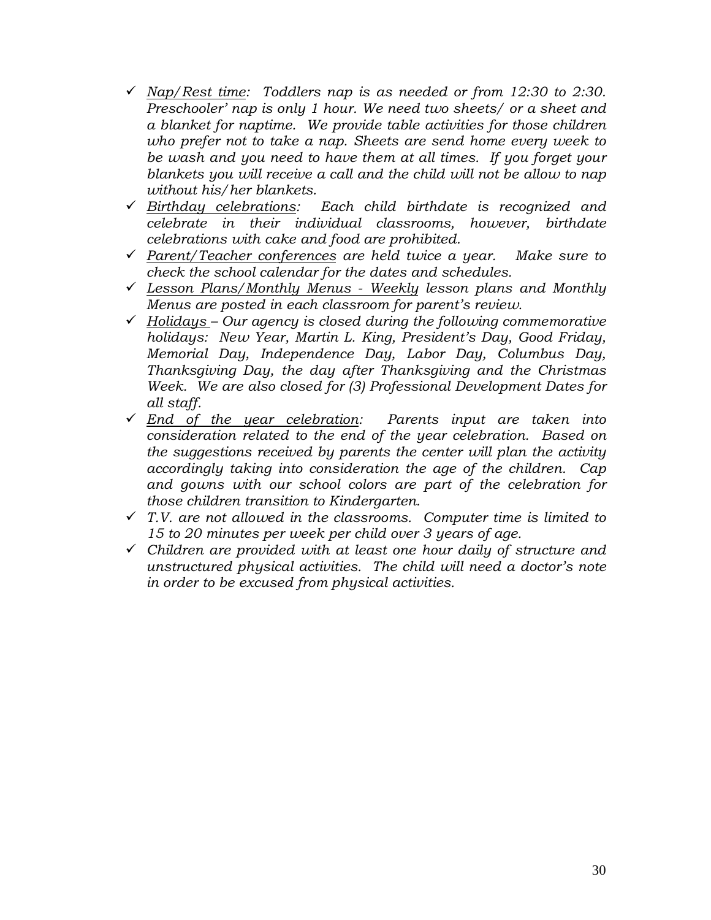- ✓ *<u>Nap/Rest time</u>: Toddlers nap is as needed or from 12:30 to 2:30. Preschooler' nap is only 1 hour. We need two sheets/ or a sheet and a blanket for naptime. We provide table activities for those children who prefer not to take a nap. Sheets are send home every week to be wash and you need to have them at all times. If you forget your blankets you will receive a call and the child will not be allow to nap without his/her blankets.*
- ✓ *<u>Birthday celebrations</u>: Each child birthdate is recognized and celebrate in their individual classrooms, however, birthdate celebrations with cake and food are prohibited.*
- ✓ *<u>Parent/Teacher conferences</u> are held twice a year. Make sure to check the school calendar for the dates and schedules.*
- ✓ *<u>Lesson Plans/Monthly Menus - Weekly</u> lesson plans and Monthly Menus are posted in each classroom for parent's review.*
- ✓ *<u>Holidays</u> – Our agency is closed during the following commemorative holidays: New Year, Martin L. King, President's Day, Good Friday, Memorial Day, Independence Day, Labor Day, Columbus Day, Thanksgiving Day, the day after Thanksgiving and the Christmas Week. We are also closed for (3) Professional Development Dates for all staff.*
- ✓ *<u>End of the year celebration</u>: Parents input are taken into consideration related to the end of the year celebration. Based on the suggestions received by parents the center will plan the activity accordingly taking into consideration the age of the children. Cap and gowns with our school colors are part of the celebration for those children transition to Kindergarten.*
- ✓ *T.V. are not allowed in the classrooms. Computer time is limited to 15 to 20 minutes per week per child over 3 years of age.*
- ✓ *Children are provided with at least one hour daily of structure and unstructured physical activities. The child will need a doctor's note in order to be excused from physical activities.*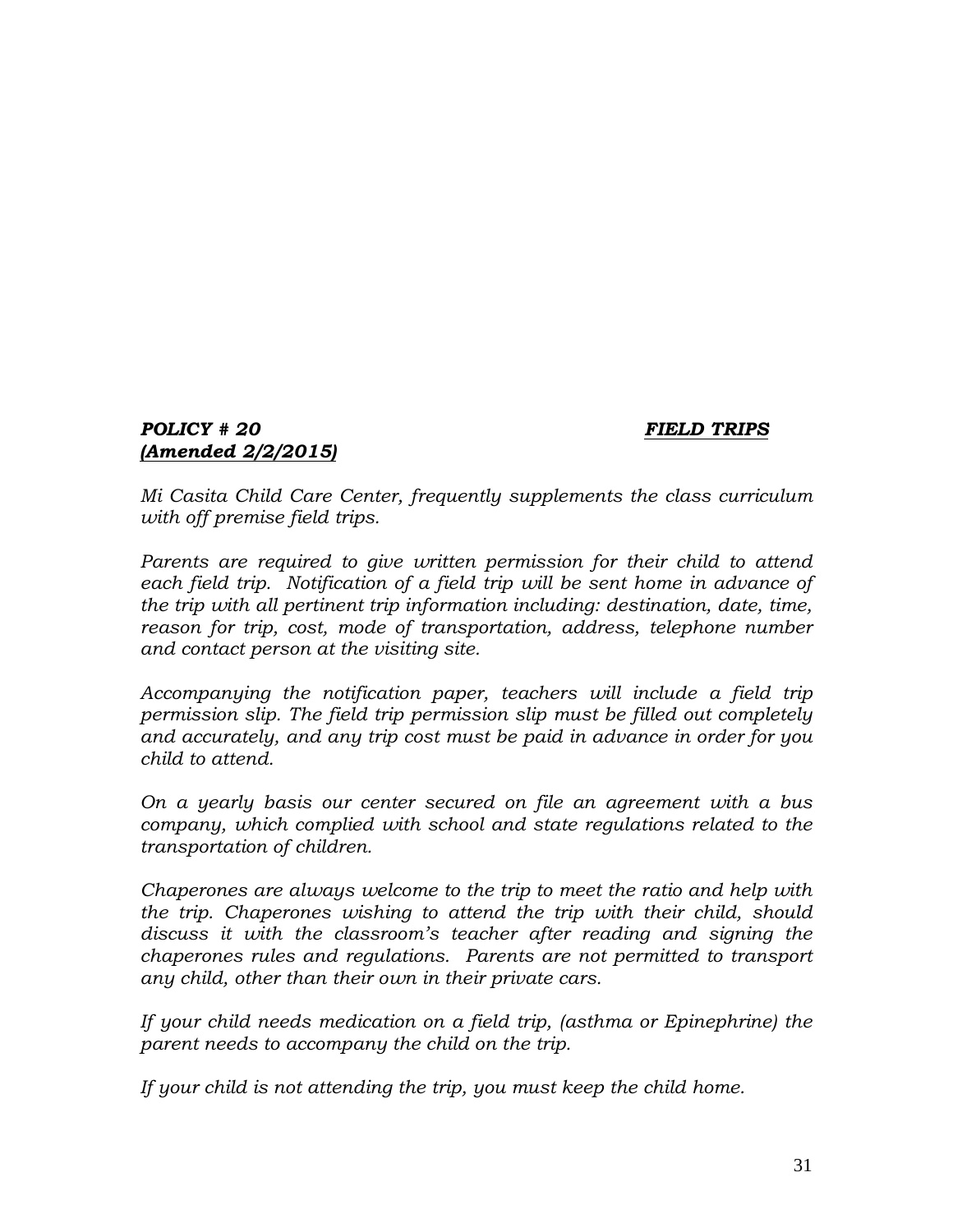***POLICY # 20*** ***<u>FIELD TRIPS</u>***
***<u>(Amended 2/2/2015)</u>***

*Mi Casita Child Care Center, frequently supplements the class curriculum with off premise field trips.*

*Parents are required to give written permission for their child to attend each field trip. Notification of a field trip will be sent home in advance of the trip with all pertinent trip information including: destination, date, time, reason for trip, cost, mode of transportation, address, telephone number and contact person at the visiting site.*

*Accompanying the notification paper, teachers will include a field trip permission slip. The field trip permission slip must be filled out completely and accurately, and any trip cost must be paid in advance in order for you child to attend.*

*On a yearly basis our center secured on file an agreement with a bus company, which complied with school and state regulations related to the transportation of children.*

*Chaperones are always welcome to the trip to meet the ratio and help with the trip. Chaperones wishing to attend the trip with their child, should discuss it with the classroom's teacher after reading and signing the chaperones rules and regulations. Parents are not permitted to transport any child, other than their own in their private cars.*

*If your child needs medication on a field trip, (asthma or Epinephrine) the parent needs to accompany the child on the trip.*

*If your child is not attending the trip, you must keep the child home.*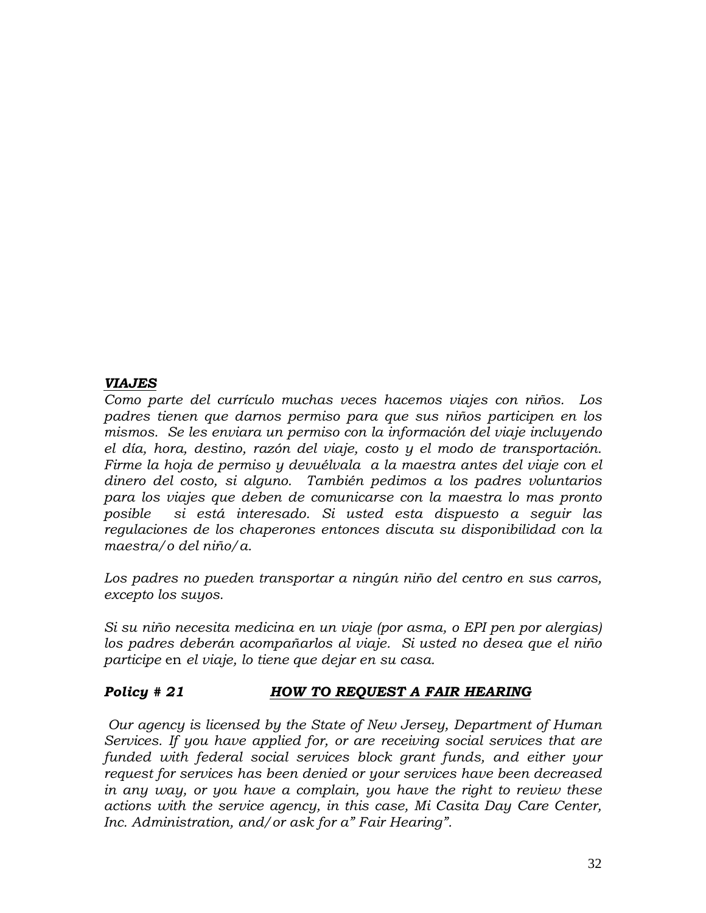***VIAJES***

*Como parte del currículo muchas veces hacemos viajes con niños. Los padres tienen que darnos permiso para que sus niños participen en los mismos. Se les enviara un permiso con la información del viaje incluyendo el día, hora, destino, razón del viaje, costo y el modo de transportación. Firme la hoja de permiso y devuélvala a la maestra antes del viaje con el dinero del costo, si alguno. También pedimos a los padres voluntarios para los viajes que deben de comunicarse con la maestra lo mas pronto posible si está interesado. Si usted esta dispuesto a seguir las regulaciones de los chaperones entonces discuta su disponibilidad con la maestra/o del niño/a.*

*Los padres no pueden transportar a ningún niño del centro en sus carros, excepto los suyos.*

*Si su niño necesita medicina en un viaje (por asma, o EPI pen por alergias) los padres deberán acompañarlos al viaje. Si usted no desea que el niño participe* en *el viaje, lo tiene que dejar en su casa.*

## ***Policy # 21*** ***HOW TO REQUEST A FAIR HEARING***

*Our agency is licensed by the State of New Jersey, Department of Human Services. If you have applied for, or are receiving social services that are funded with federal social services block grant funds, and either your request for services has been denied or your services have been decreased in any way, or you have a complain, you have the right to review these actions with the service agency, in this case, Mi Casita Day Care Center, Inc. Administration, and/or ask for a" Fair Hearing".*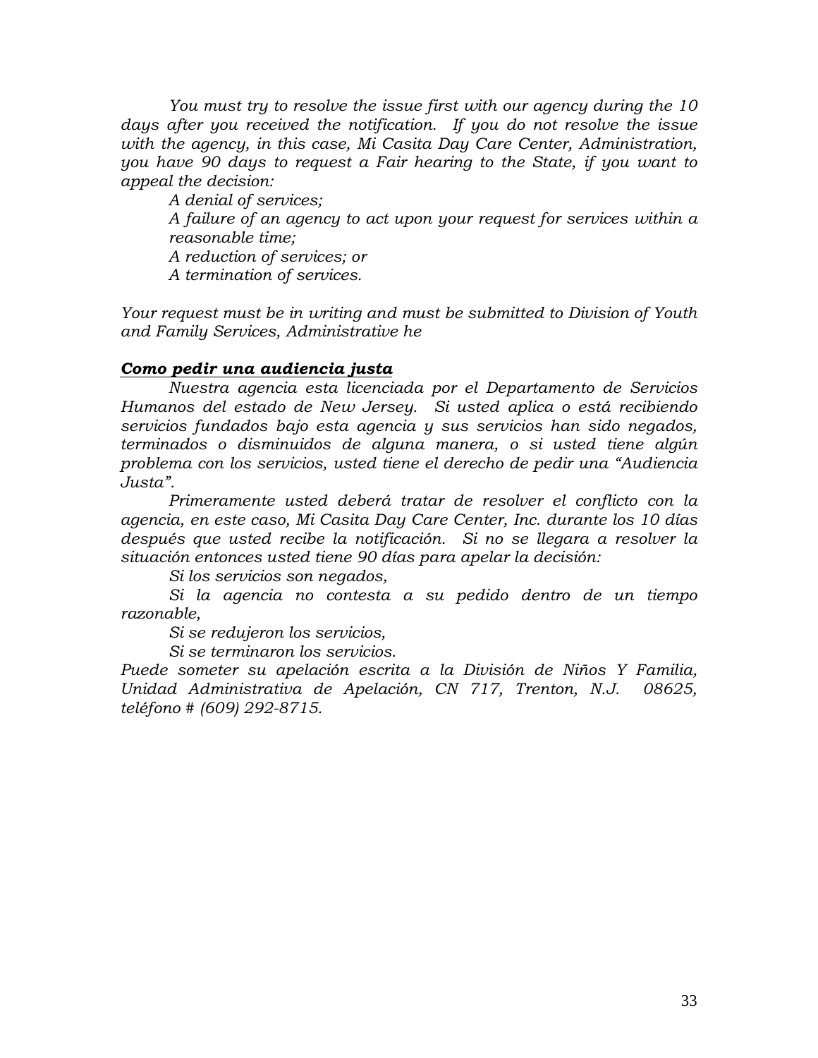*You must try to resolve the issue first with our agency during the 10 days after you received the notification. If you do not resolve the issue with the agency, in this case, Mi Casita Day Care Center, Administration, you have 90 days to request a Fair hearing to the State, if you want to appeal the decision:*

*A denial of services;*

*A failure of an agency to act upon your request for services within a reasonable time;*

*A reduction of services; or*

*A termination of services.*

*Your request must be in writing and must be submitted to Division of Youth and Family Services, Administrative he*

***Como pedir una audiencia justa***

*Nuestra agencia esta licenciada por el Departamento de Servicios Humanos del estado de New Jersey. Si usted aplica o está recibiendo servicios fundados bajo esta agencia y sus servicios han sido negados, terminados o disminuidos de alguna manera, o si usted tiene algún problema con los servicios, usted tiene el derecho de pedir una "Audiencia Justa".*

*Primeramente usted deberá tratar de resolver el conflicto con la agencia, en este caso, Mi Casita Day Care Center, Inc. durante los 10 días después que usted recibe la notificación. Si no se llegara a resolver la situación entonces usted tiene 90 días para apelar la decisión:*

*Si los servicios son negados,*

*Si la agencia no contesta a su pedido dentro de un tiempo razonable,*

*Si se redujeron los servicios,*

*Si se terminaron los servicios.*

*Puede someter su apelación escrita a la División de Niños Y Familia, Unidad Administrativa de Apelación, CN 717, Trenton, N.J. 08625, teléfono # (609) 292-8715.*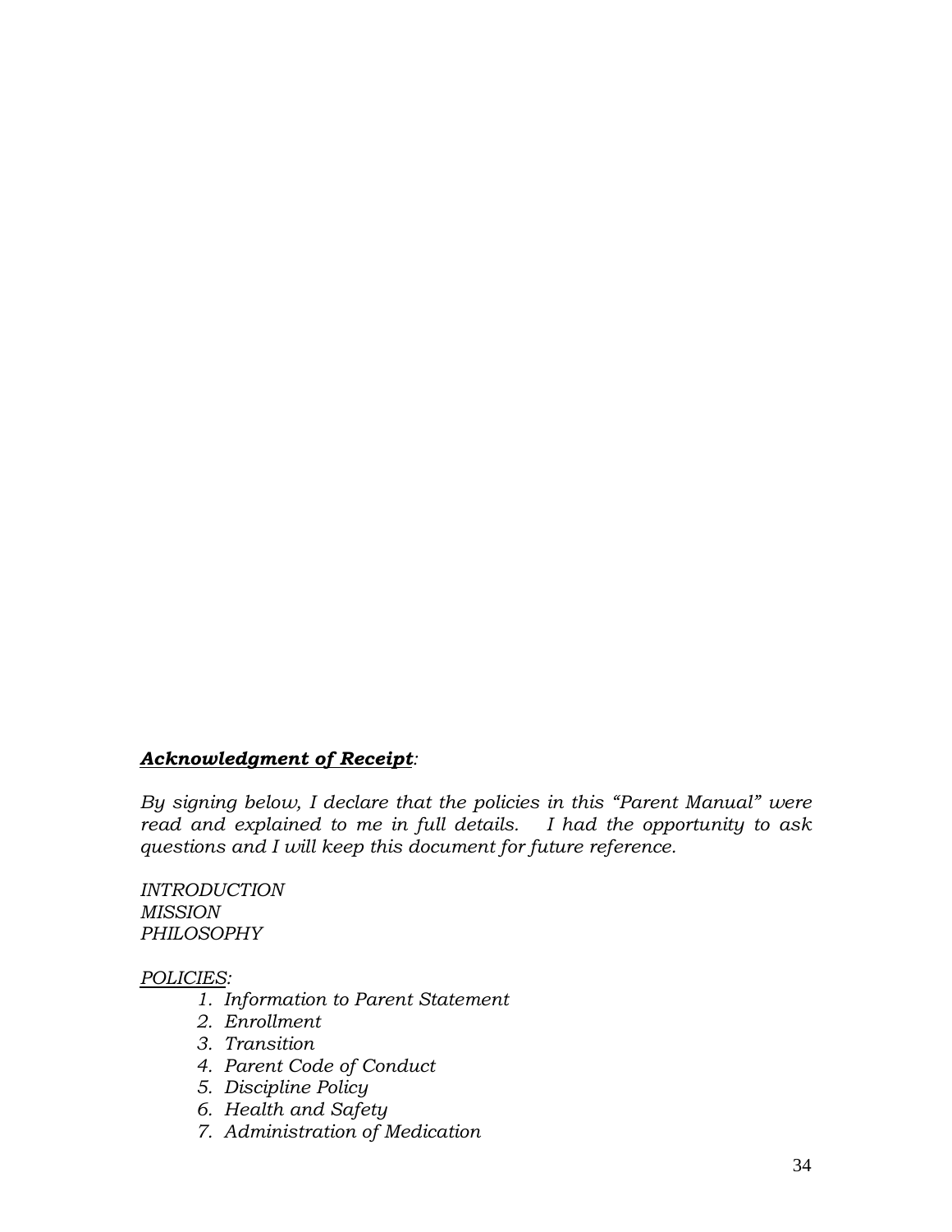***<u>Acknowledgment of Receipt</u>:***

*By signing below, I declare that the policies in this “Parent Manual” were read and explained to me in full details. I had the opportunity to ask questions and I will keep this document for future reference.*

*INTRODUCTION*
*MISSION*
*PHILOSOPHY*

*<u>POLICIES</u>:*

1. *Information to Parent Statement*
2. *Enrollment*
3. *Transition*
4. *Parent Code of Conduct*
5. *Discipline Policy*
6. *Health and Safety*
7. *Administration of Medication*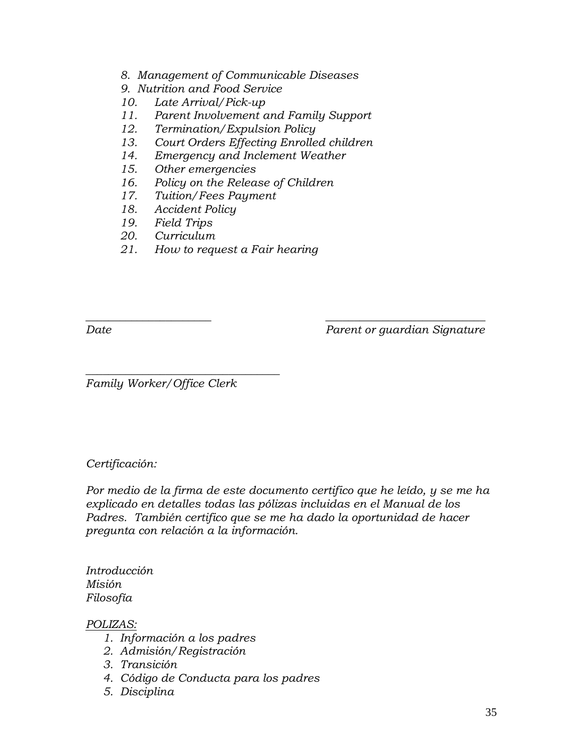8. *Management of Communicable Diseases*
9. *Nutrition and Food Service*
10. *Late Arrival/Pick-up*
11. *Parent Involvement and Family Support*
12. *Termination/Expulsion Policy*
13. *Court Orders Effecting Enrolled children*
14. *Emergency and Inclement Weather*
15. *Other emergencies*
16. *Policy on the Release of Children*
17. *Tuition/Fees Payment*
18. *Accident Policy*
19. *Field Trips*
20. *Curriculum*
21. *How to request a Fair hearing*

______________________ ____________________________

*Date* *Parent or guardian Signature*

__________________________________

*Family Worker/Office Clerk*

*Certificación:*

*Por medio de la firma de este documento certifico que he leído, y se me ha explicado en detalles todas las pólizas incluidas en el Manual de los Padres. También certifico que se me ha dado la oportunidad de hacer pregunta con relación a la información.*

*Introducción*
*Misión*
*Filosofía*

*POLIZAS:*

1. *Información a los padres*
2. *Admisión/Registración*
3. *Transición*
4. *Código de Conducta para los padres*
5. *Disciplina*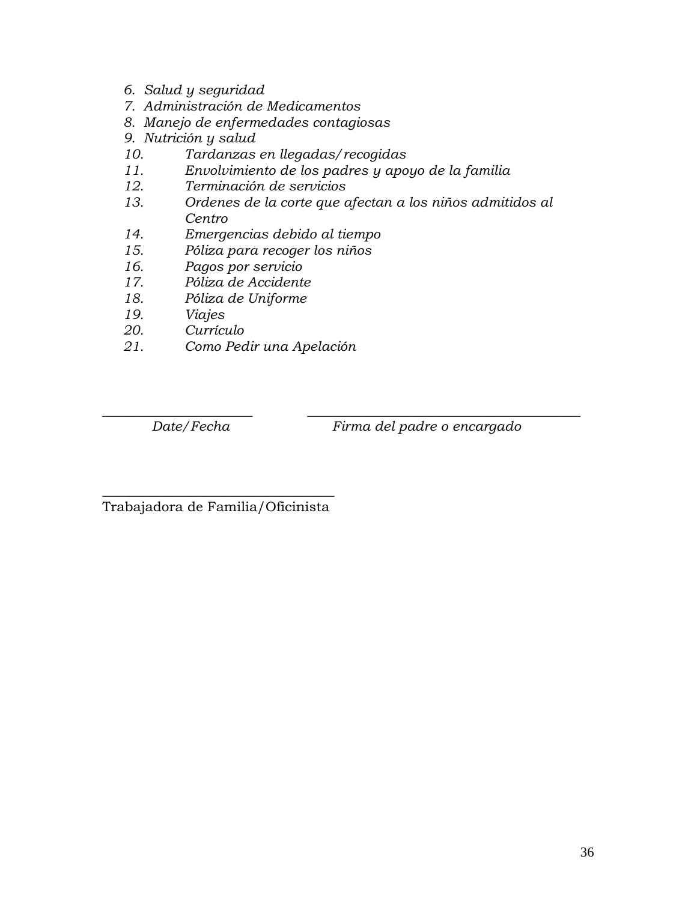6. *Salud y seguridad*
7. *Administración de Medicamentos*
8. *Manejo de enfermedades contagiosas*
9. *Nutrición y salud*
10. *Tardanzas en llegadas/recogidas*
11. *Envolvimiento de los padres y apoyo de la familia*
12. *Terminación de servicios*
13. *Ordenes de la corte que afectan a los niños admitidos al Centro*
14. *Emergencias debido al tiempo*
15. *Póliza para recoger los niños*
16. *Pagos por servicio*
17. *Póliza de Accidente*
18. *Póliza de Uniforme*
19. *Viajes*
20. *Currículo*
21. *Como Pedir una Apelación*

______________________ ________________________________________

*Date/Fecha* *Firma del padre o encargado*

__________________________________

Trabajadora de Familia/Oficinista